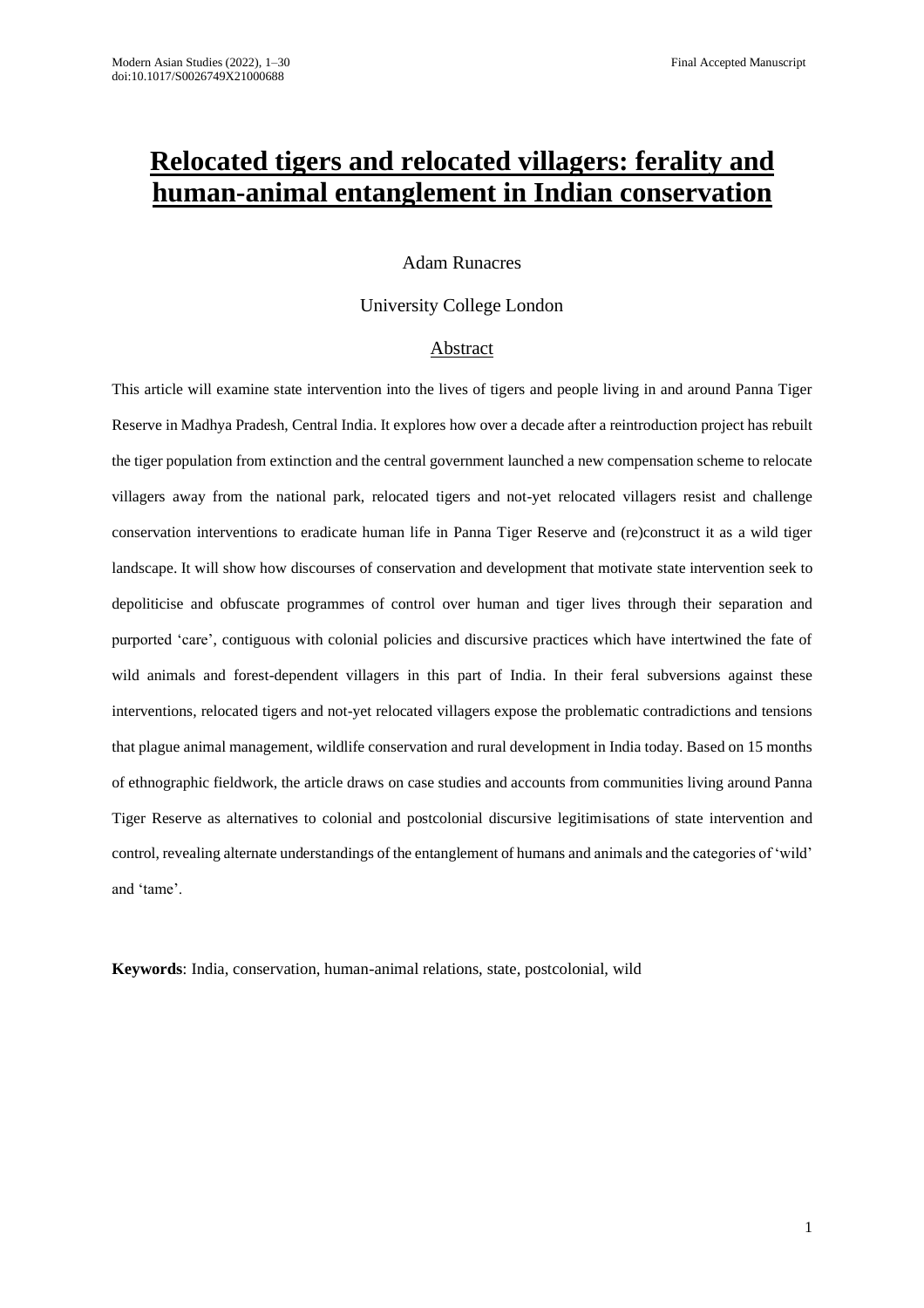# Relocated tigers and relocated villagers: ferality and human-animal entanglement in Indian conservation

Adam Runacres

University College London

## Abstract

This article will examine state intervention into the lives of tigers and people living in and around Panna Tiger Reserve in Madhya Pradesh, Central India. It explores how over a decade after a reintroduction project has rebuilt the tiger population from extinction and the central government launched a new compensation scheme to relocate villagers away from the national park, relocated tigers and not-yet relocated villagers resist and challenge conservation interventions to eradicate human life in Panna Tiger Reserve and (re)construct it as a wild tiger landscape. It will show how discourses of conservation and development that motivate state intervention seek to depoliticise and obfuscate programmes of control over human and tiger lives through their separation and purported 'care', contiguous with colonial policies and discursive practices which have intertwined the fate of wild animals and forest-dependent villagers in this part of India. In their feral subversions against these interventions, relocated tigers and not-yet relocated villagers expose the problematic contradictions and tensions that plague animal management, wildlife conservation and rural development in India today. Based on 15 months of ethnographic fieldwork, the article draws on case studies and accounts from communities living around Panna Tiger Reserve as alternatives to colonial and postcolonial discursive legitimisations of state intervention and control, revealing alternate understandings of the entanglement of humans and animals and the categories of 'wild' and 'tame'.

**Keywords**: India, conservation, human-animal relations, state, postcolonial, wild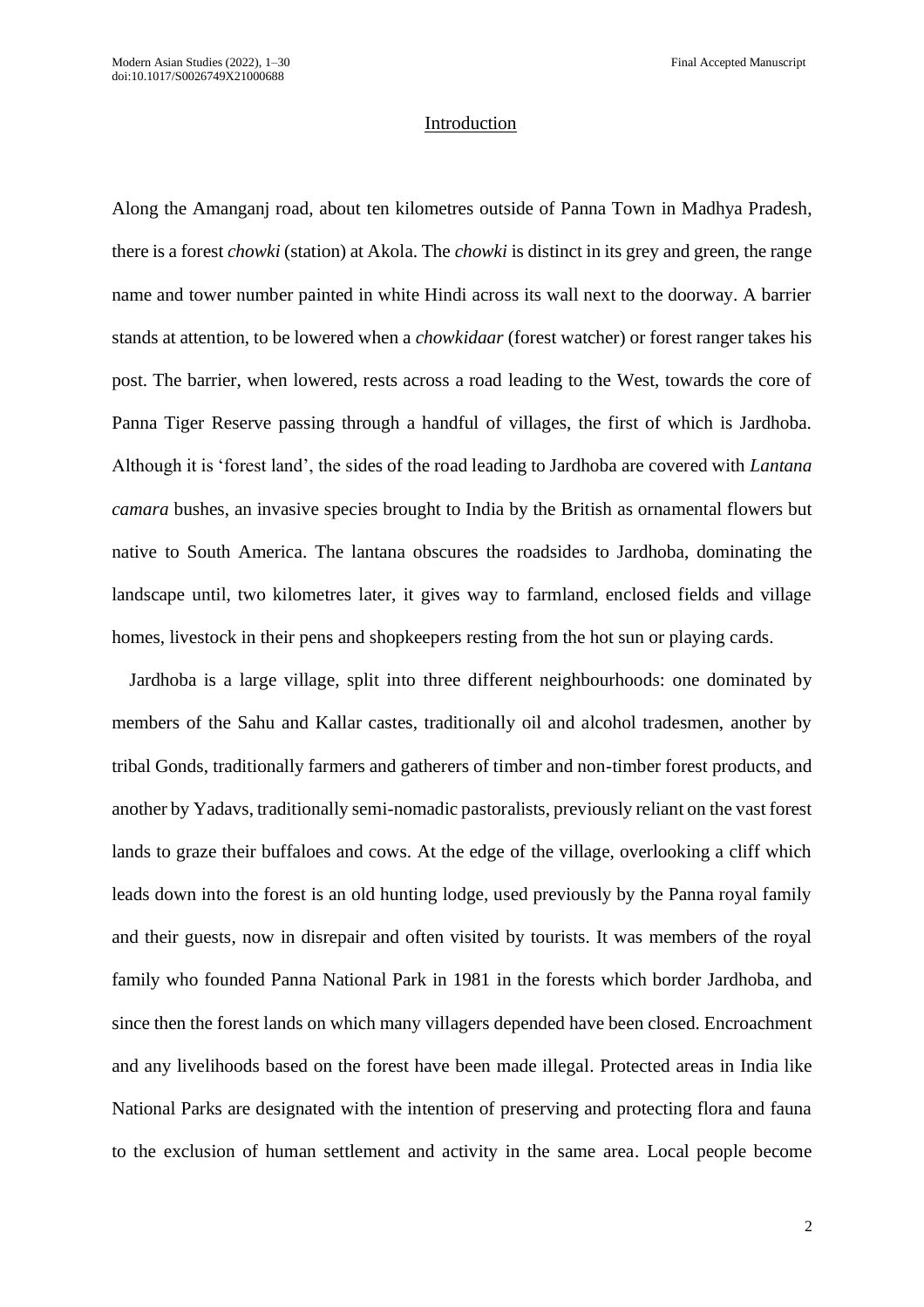## Introduction

Along the Amanganj road, about ten kilometres outside of Panna Town in Madhya Pradesh, there is a forest *chowki* (station) at Akola. The *chowki* is distinct in its grey and green, the range name and tower number painted in white Hindi across its wall next to the doorway. A barrier stands at attention, to be lowered when a *chowkidaar* (forest watcher) or forest ranger takes his post. The barrier, when lowered, rests across a road leading to the West, towards the core of Panna Tiger Reserve passing through a handful of villages, the first of which is Jardhoba. Although it is 'forest land', the sides of the road leading to Jardhoba are covered with *Lantana camara* bushes, an invasive species brought to India by the British as ornamental flowers but native to South America. The lantana obscures the roadsides to Jardhoba, dominating the landscape until, two kilometres later, it gives way to farmland, enclosed fields and village homes, livestock in their pens and shopkeepers resting from the hot sun or playing cards.

Jardhoba is a large village, split into three different neighbourhoods: one dominated by members of the Sahu and Kallar castes, traditionally oil and alcohol tradesmen, another by tribal Gonds, traditionally farmers and gatherers of timber and non-timber forest products, and another by Yadavs, traditionally semi-nomadic pastoralists, previously reliant on the vast forest lands to graze their buffaloes and cows. At the edge of the village, overlooking a cliff which leads down into the forest is an old hunting lodge, used previously by the Panna royal family and their guests, now in disrepair and often visited by tourists. It was members of the royal family who founded Panna National Park in 1981 in the forests which border Jardhoba, and since then the forest lands on which many villagers depended have been closed. Encroachment and any livelihoods based on the forest have been made illegal. Protected areas in India like National Parks are designated with the intention of preserving and protecting flora and fauna to the exclusion of human settlement and activity in the same area. Local people become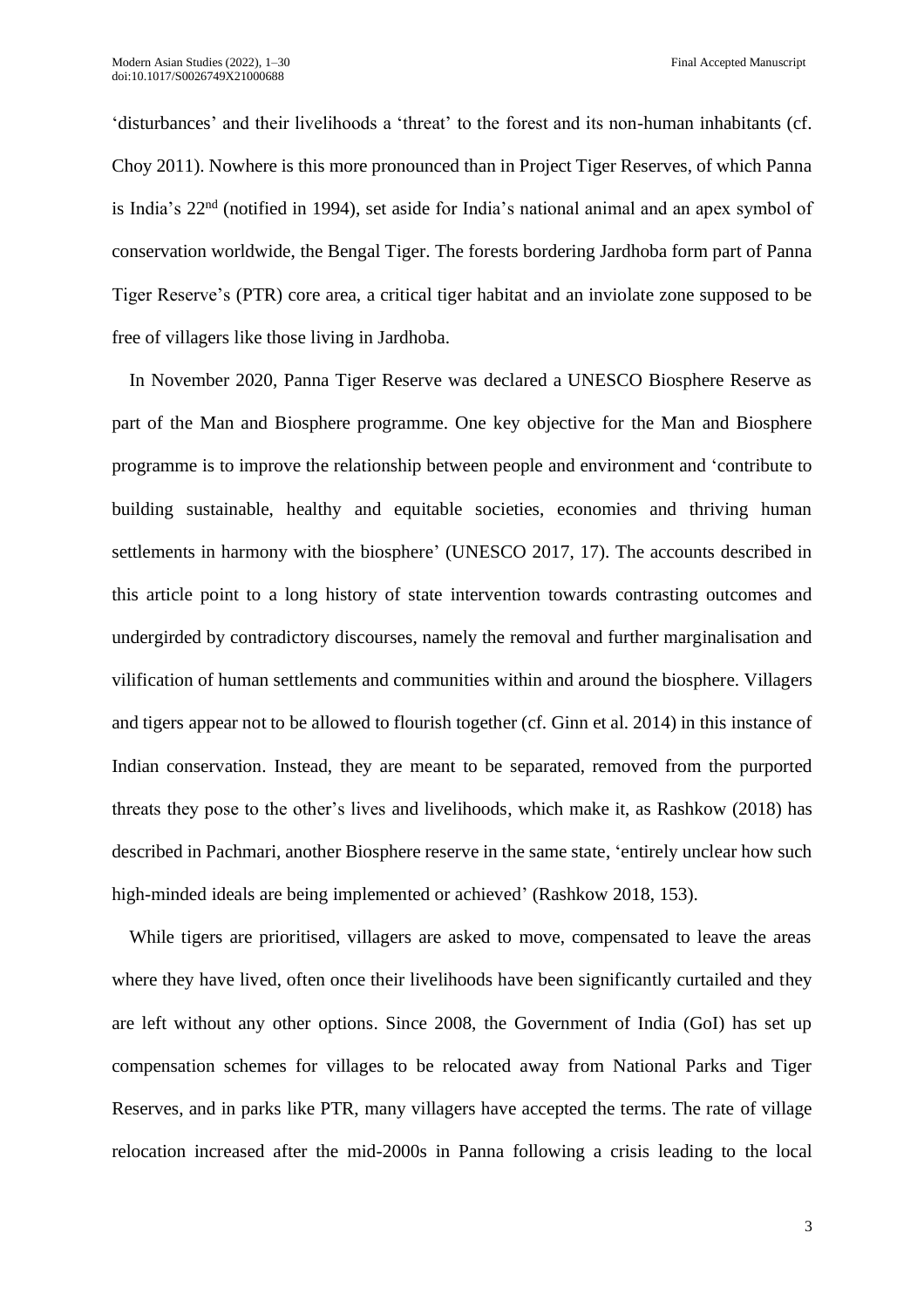'disturbances' and their livelihoods a 'threat' to the forest and its non-human inhabitants (cf. Choy 2011). Nowhere is this more pronounced than in Project Tiger Reserves, of which Panna is India's 22nd (notified in 1994), set aside for India's national animal and an apex symbol of conservation worldwide, the Bengal Tiger. The forests bordering Jardhoba form part of Panna Tiger Reserve's (PTR) core area, a critical tiger habitat and an inviolate zone supposed to be free of villagers like those living in Jardhoba.

In November 2020, Panna Tiger Reserve was declared a UNESCO Biosphere Reserve as part of the Man and Biosphere programme. One key objective for the Man and Biosphere programme is to improve the relationship between people and environment and 'contribute to building sustainable, healthy and equitable societies, economies and thriving human settlements in harmony with the biosphere' (UNESCO 2017, 17). The accounts described in this article point to a long history of state intervention towards contrasting outcomes and undergirded by contradictory discourses, namely the removal and further marginalisation and vilification of human settlements and communities within and around the biosphere. Villagers and tigers appear not to be allowed to flourish together (cf. Ginn et al. 2014) in this instance of Indian conservation. Instead, they are meant to be separated, removed from the purported threats they pose to the other's lives and livelihoods, which make it, as Rashkow (2018) has described in Pachmari, another Biosphere reserve in the same state, 'entirely unclear how such high-minded ideals are being implemented or achieved' (Rashkow 2018, 153).

While tigers are prioritised, villagers are asked to move, compensated to leave the areas where they have lived, often once their livelihoods have been significantly curtailed and they are left without any other options. Since 2008, the Government of India (GoI) has set up compensation schemes for villages to be relocated away from National Parks and Tiger Reserves, and in parks like PTR, many villagers have accepted the terms. The rate of village relocation increased after the mid-2000s in Panna following a crisis leading to the local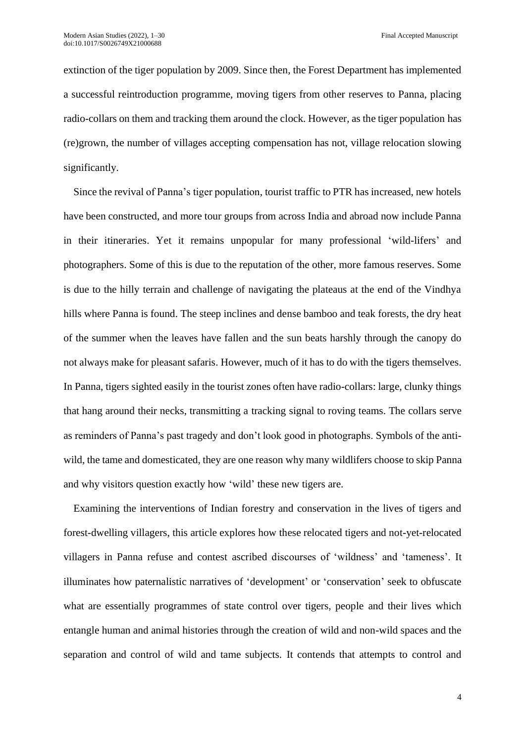extinction of the tiger population by 2009. Since then, the Forest Department has implemented a successful reintroduction programme, moving tigers from other reserves to Panna, placing radio-collars on them and tracking them around the clock. However, as the tiger population has (re)grown, the number of villages accepting compensation has not, village relocation slowing significantly.

Since the revival of Panna's tiger population, tourist traffic to PTR has increased, new hotels have been constructed, and more tour groups from across India and abroad now include Panna in their itineraries. Yet it remains unpopular for many professional 'wild-lifers' and photographers. Some of this is due to the reputation of the other, more famous reserves. Some is due to the hilly terrain and challenge of navigating the plateaus at the end of the Vindhya hills where Panna is found. The steep inclines and dense bamboo and teak forests, the dry heat of the summer when the leaves have fallen and the sun beats harshly through the canopy do not always make for pleasant safaris. However, much of it has to do with the tigers themselves. In Panna, tigers sighted easily in the tourist zones often have radio-collars: large, clunky things that hang around their necks, transmitting a tracking signal to roving teams. The collars serve as reminders of Panna's past tragedy and don't look good in photographs. Symbols of the anti-wild, the tame and domesticated, they are one reason why many wildlifers choose to skip Panna and why visitors question exactly how 'wild' these new tigers are.

Examining the interventions of Indian forestry and conservation in the lives of tigers and forest-dwelling villagers, this article explores how these relocated tigers and not-yet-relocated villagers in Panna refuse and contest ascribed discourses of 'wildness' and 'tameness'. It illuminates how paternalistic narratives of 'development' or 'conservation' seek to obfuscate what are essentially programmes of state control over tigers, people and their lives which entangle human and animal histories through the creation of wild and non-wild spaces and the separation and control of wild and tame subjects. It contends that attempts to control and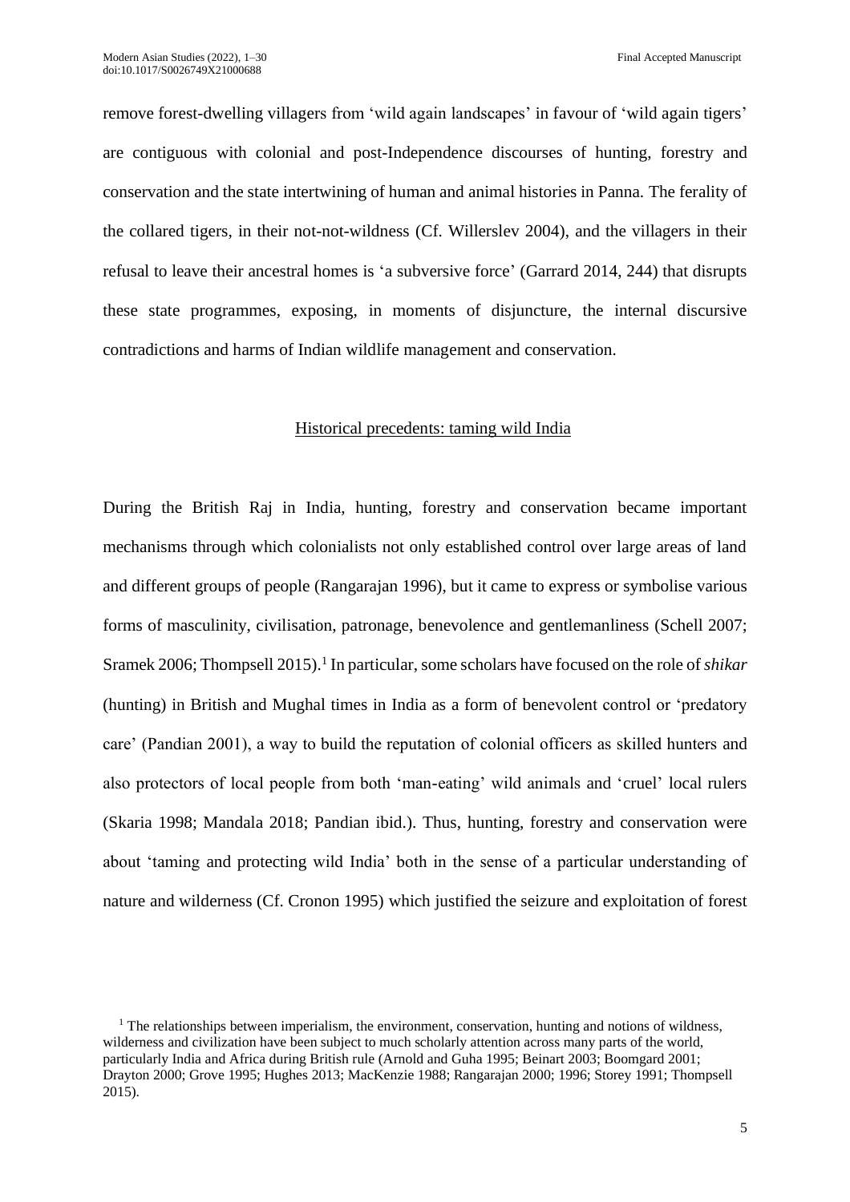remove forest-dwelling villagers from 'wild again landscapes' in favour of 'wild again tigers' are contiguous with colonial and post-Independence discourses of hunting, forestry and conservation and the state intertwining of human and animal histories in Panna. The ferality of the collared tigers, in their not-not-wildness (Cf. Willerslev 2004), and the villagers in their refusal to leave their ancestral homes is 'a subversive force' (Garrard 2014, 244) that disrupts these state programmes, exposing, in moments of disjuncture, the internal discursive contradictions and harms of Indian wildlife management and conservation.

## Historical precedents: taming wild India

During the British Raj in India, hunting, forestry and conservation became important mechanisms through which colonialists not only established control over large areas of land and different groups of people (Rangarajan 1996), but it came to express or symbolise various forms of masculinity, civilisation, patronage, benevolence and gentlemanliness (Schell 2007; Sramek 2006; Thompsell 2015).[1] In particular, some scholars have focused on the role of *shikar* (hunting) in British and Mughal times in India as a form of benevolent control or 'predatory care' (Pandian 2001), a way to build the reputation of colonial officers as skilled hunters and also protectors of local people from both 'man-eating' wild animals and 'cruel' local rulers (Skaria 1998; Mandala 2018; Pandian ibid.). Thus, hunting, forestry and conservation were about 'taming and protecting wild India' both in the sense of a particular understanding of nature and wilderness (Cf. Cronon 1995) which justified the seizure and exploitation of forest

[1] The relationships between imperialism, the environment, conservation, hunting and notions of wildness, wilderness and civilization have been subject to much scholarly attention across many parts of the world, particularly India and Africa during British rule (Arnold and Guha 1995; Beinart 2003; Boomgard 2001; Drayton 2000; Grove 1995; Hughes 2013; MacKenzie 1988; Rangarajan 2000; 1996; Storey 1991; Thompsell 2015).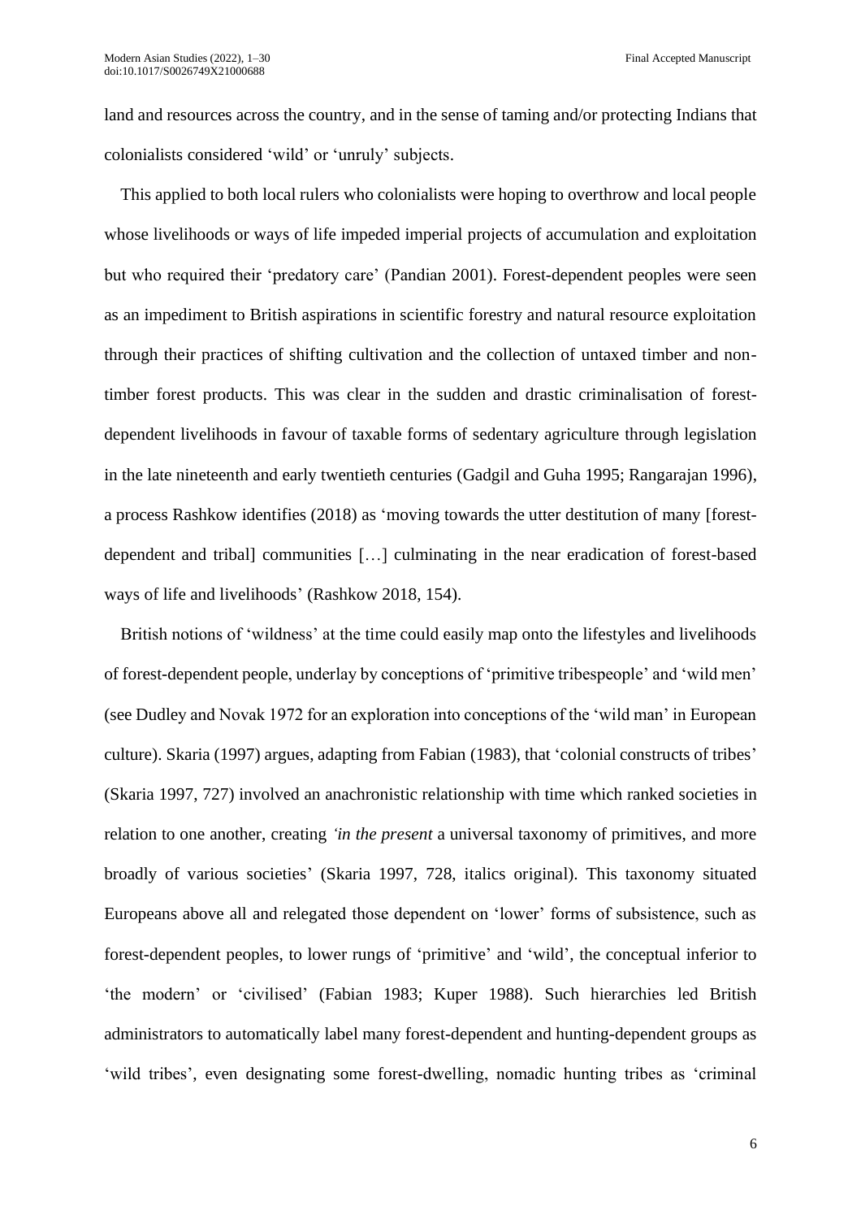land and resources across the country, and in the sense of taming and/or protecting Indians that colonialists considered 'wild' or 'unruly' subjects.

This applied to both local rulers who colonialists were hoping to overthrow and local people whose livelihoods or ways of life impeded imperial projects of accumulation and exploitation but who required their 'predatory care' (Pandian 2001). Forest-dependent peoples were seen as an impediment to British aspirations in scientific forestry and natural resource exploitation through their practices of shifting cultivation and the collection of untaxed timber and non-timber forest products. This was clear in the sudden and drastic criminalisation of forest-dependent livelihoods in favour of taxable forms of sedentary agriculture through legislation in the late nineteenth and early twentieth centuries (Gadgil and Guha 1995; Rangarajan 1996), a process Rashkow identifies (2018) as 'moving towards the utter destitution of many [forest-dependent and tribal] communities […] culminating in the near eradication of forest-based ways of life and livelihoods' (Rashkow 2018, 154).

British notions of 'wildness' at the time could easily map onto the lifestyles and livelihoods of forest-dependent people, underlay by conceptions of 'primitive tribespeople' and 'wild men' (see Dudley and Novak 1972 for an exploration into conceptions of the 'wild man' in European culture). Skaria (1997) argues, adapting from Fabian (1983), that 'colonial constructs of tribes' (Skaria 1997, 727) involved an anachronistic relationship with time which ranked societies in relation to one another, creating *'in the present* a universal taxonomy of primitives, and more broadly of various societies' (Skaria 1997, 728, italics original). This taxonomy situated Europeans above all and relegated those dependent on 'lower' forms of subsistence, such as forest-dependent peoples, to lower rungs of 'primitive' and 'wild', the conceptual inferior to 'the modern' or 'civilised' (Fabian 1983; Kuper 1988). Such hierarchies led British administrators to automatically label many forest-dependent and hunting-dependent groups as 'wild tribes', even designating some forest-dwelling, nomadic hunting tribes as 'criminal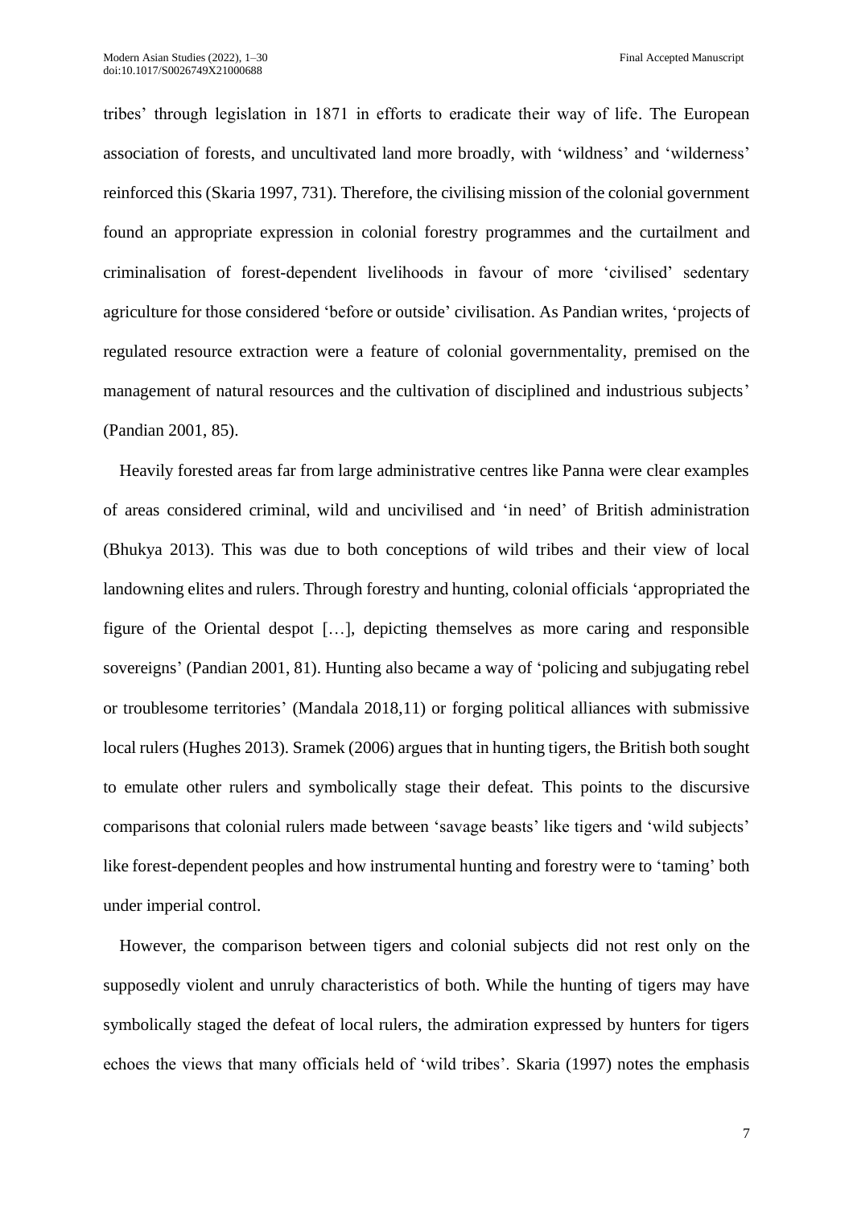tribes' through legislation in 1871 in efforts to eradicate their way of life. The European association of forests, and uncultivated land more broadly, with 'wildness' and 'wilderness' reinforced this (Skaria 1997, 731). Therefore, the civilising mission of the colonial government found an appropriate expression in colonial forestry programmes and the curtailment and criminalisation of forest-dependent livelihoods in favour of more 'civilised' sedentary agriculture for those considered 'before or outside' civilisation. As Pandian writes, 'projects of regulated resource extraction were a feature of colonial governmentality, premised on the management of natural resources and the cultivation of disciplined and industrious subjects' (Pandian 2001, 85).

Heavily forested areas far from large administrative centres like Panna were clear examples of areas considered criminal, wild and uncivilised and 'in need' of British administration (Bhukya 2013). This was due to both conceptions of wild tribes and their view of local landowning elites and rulers. Through forestry and hunting, colonial officials 'appropriated the figure of the Oriental despot […], depicting themselves as more caring and responsible sovereigns' (Pandian 2001, 81). Hunting also became a way of 'policing and subjugating rebel or troublesome territories' (Mandala 2018,11) or forging political alliances with submissive local rulers (Hughes 2013). Sramek (2006) argues that in hunting tigers, the British both sought to emulate other rulers and symbolically stage their defeat. This points to the discursive comparisons that colonial rulers made between 'savage beasts' like tigers and 'wild subjects' like forest-dependent peoples and how instrumental hunting and forestry were to 'taming' both under imperial control.

However, the comparison between tigers and colonial subjects did not rest only on the supposedly violent and unruly characteristics of both. While the hunting of tigers may have symbolically staged the defeat of local rulers, the admiration expressed by hunters for tigers echoes the views that many officials held of 'wild tribes'. Skaria (1997) notes the emphasis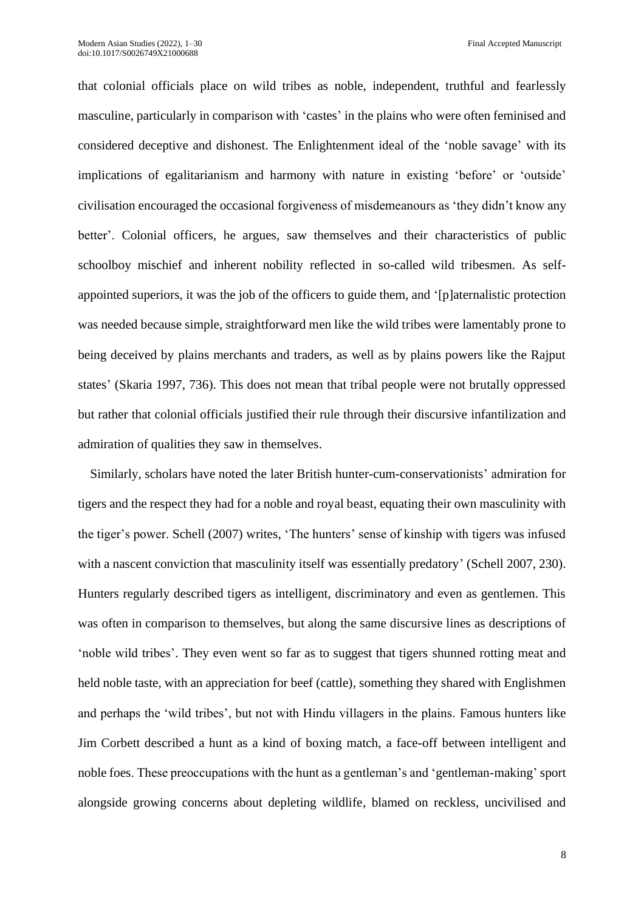that colonial officials place on wild tribes as noble, independent, truthful and fearlessly masculine, particularly in comparison with 'castes' in the plains who were often feminised and considered deceptive and dishonest. The Enlightenment ideal of the 'noble savage' with its implications of egalitarianism and harmony with nature in existing 'before' or 'outside' civilisation encouraged the occasional forgiveness of misdemeanours as 'they didn't know any better'. Colonial officers, he argues, saw themselves and their characteristics of public schoolboy mischief and inherent nobility reflected in so-called wild tribesmen. As self-appointed superiors, it was the job of the officers to guide them, and '[p]aternalistic protection was needed because simple, straightforward men like the wild tribes were lamentably prone to being deceived by plains merchants and traders, as well as by plains powers like the Rajput states' (Skaria 1997, 736). This does not mean that tribal people were not brutally oppressed but rather that colonial officials justified their rule through their discursive infantilization and admiration of qualities they saw in themselves.

Similarly, scholars have noted the later British hunter-cum-conservationists' admiration for tigers and the respect they had for a noble and royal beast, equating their own masculinity with the tiger's power. Schell (2007) writes, 'The hunters' sense of kinship with tigers was infused with a nascent conviction that masculinity itself was essentially predatory' (Schell 2007, 230). Hunters regularly described tigers as intelligent, discriminatory and even as gentlemen. This was often in comparison to themselves, but along the same discursive lines as descriptions of 'noble wild tribes'. They even went so far as to suggest that tigers shunned rotting meat and held noble taste, with an appreciation for beef (cattle), something they shared with Englishmen and perhaps the 'wild tribes', but not with Hindu villagers in the plains. Famous hunters like Jim Corbett described a hunt as a kind of boxing match, a face-off between intelligent and noble foes. These preoccupations with the hunt as a gentleman's and 'gentleman-making' sport alongside growing concerns about depleting wildlife, blamed on reckless, uncivilised and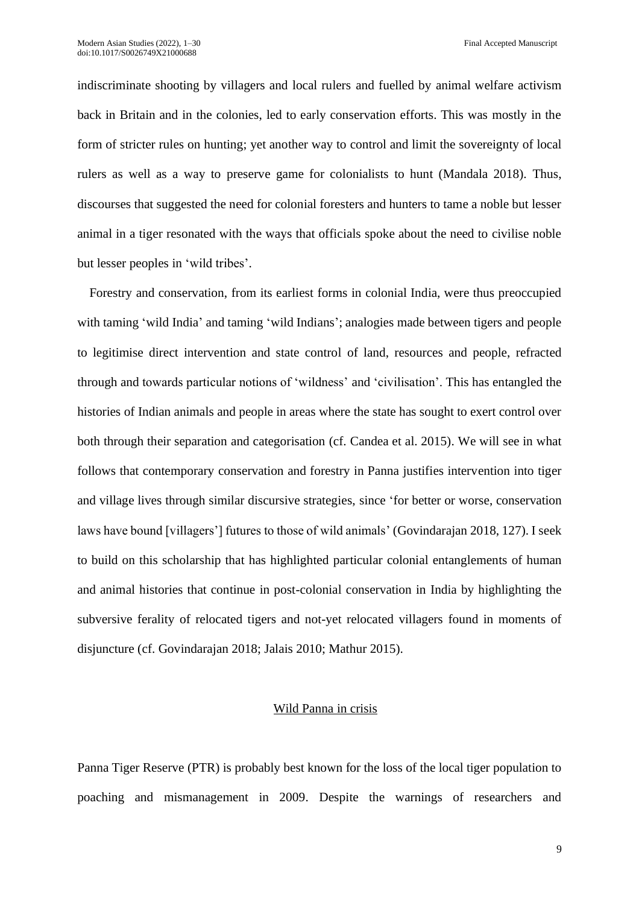indiscriminate shooting by villagers and local rulers and fuelled by animal welfare activism back in Britain and in the colonies, led to early conservation efforts. This was mostly in the form of stricter rules on hunting; yet another way to control and limit the sovereignty of local rulers as well as a way to preserve game for colonialists to hunt (Mandala 2018). Thus, discourses that suggested the need for colonial foresters and hunters to tame a noble but lesser animal in a tiger resonated with the ways that officials spoke about the need to civilise noble but lesser peoples in 'wild tribes'.

Forestry and conservation, from its earliest forms in colonial India, were thus preoccupied with taming 'wild India' and taming 'wild Indians'; analogies made between tigers and people to legitimise direct intervention and state control of land, resources and people, refracted through and towards particular notions of 'wildness' and 'civilisation'. This has entangled the histories of Indian animals and people in areas where the state has sought to exert control over both through their separation and categorisation (cf. Candea et al. 2015). We will see in what follows that contemporary conservation and forestry in Panna justifies intervention into tiger and village lives through similar discursive strategies, since 'for better or worse, conservation laws have bound [villagers'] futures to those of wild animals' (Govindarajan 2018, 127). I seek to build on this scholarship that has highlighted particular colonial entanglements of human and animal histories that continue in post-colonial conservation in India by highlighting the subversive ferality of relocated tigers and not-yet relocated villagers found in moments of disjuncture (cf. Govindarajan 2018; Jalais 2010; Mathur 2015).

## Wild Panna in crisis

Panna Tiger Reserve (PTR) is probably best known for the loss of the local tiger population to poaching and mismanagement in 2009. Despite the warnings of researchers and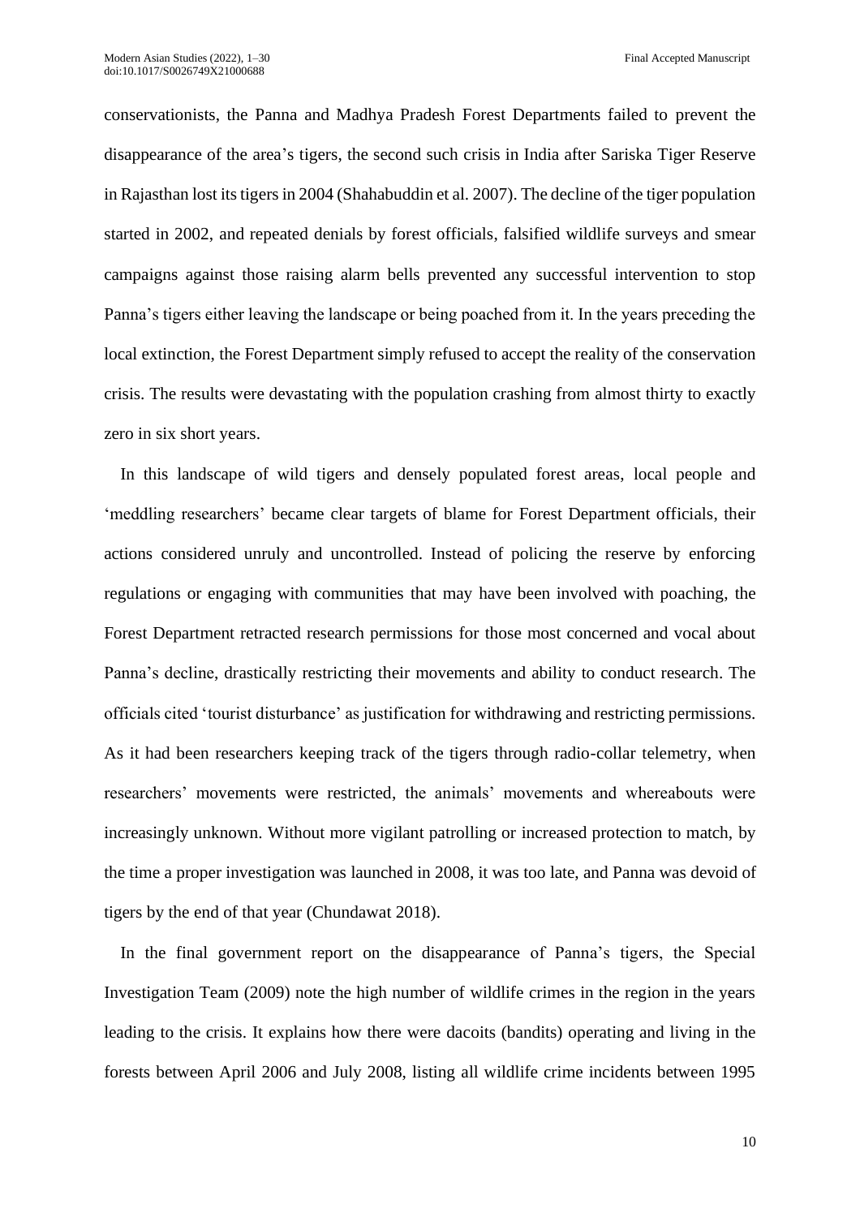conservationists, the Panna and Madhya Pradesh Forest Departments failed to prevent the disappearance of the area's tigers, the second such crisis in India after Sariska Tiger Reserve in Rajasthan lost its tigers in 2004 (Shahabuddin et al. 2007). The decline of the tiger population started in 2002, and repeated denials by forest officials, falsified wildlife surveys and smear campaigns against those raising alarm bells prevented any successful intervention to stop Panna's tigers either leaving the landscape or being poached from it. In the years preceding the local extinction, the Forest Department simply refused to accept the reality of the conservation crisis. The results were devastating with the population crashing from almost thirty to exactly zero in six short years.

In this landscape of wild tigers and densely populated forest areas, local people and 'meddling researchers' became clear targets of blame for Forest Department officials, their actions considered unruly and uncontrolled. Instead of policing the reserve by enforcing regulations or engaging with communities that may have been involved with poaching, the Forest Department retracted research permissions for those most concerned and vocal about Panna's decline, drastically restricting their movements and ability to conduct research. The officials cited 'tourist disturbance' as justification for withdrawing and restricting permissions. As it had been researchers keeping track of the tigers through radio-collar telemetry, when researchers' movements were restricted, the animals' movements and whereabouts were increasingly unknown. Without more vigilant patrolling or increased protection to match, by the time a proper investigation was launched in 2008, it was too late, and Panna was devoid of tigers by the end of that year (Chundawat 2018).

In the final government report on the disappearance of Panna's tigers, the Special Investigation Team (2009) note the high number of wildlife crimes in the region in the years leading to the crisis. It explains how there were dacoits (bandits) operating and living in the forests between April 2006 and July 2008, listing all wildlife crime incidents between 1995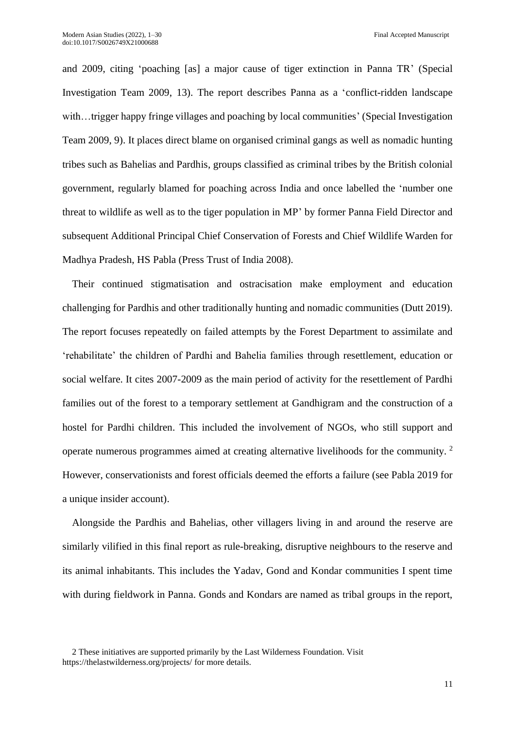and 2009, citing 'poaching [as] a major cause of tiger extinction in Panna TR' (Special Investigation Team 2009, 13). The report describes Panna as a 'conflict-ridden landscape with…trigger happy fringe villages and poaching by local communities' (Special Investigation Team 2009, 9). It places direct blame on organised criminal gangs as well as nomadic hunting tribes such as Bahelias and Pardhis, groups classified as criminal tribes by the British colonial government, regularly blamed for poaching across India and once labelled the 'number one threat to wildlife as well as to the tiger population in MP' by former Panna Field Director and subsequent Additional Principal Chief Conservation of Forests and Chief Wildlife Warden for Madhya Pradesh, HS Pabla (Press Trust of India 2008).

Their continued stigmatisation and ostracisation make employment and education challenging for Pardhis and other traditionally hunting and nomadic communities (Dutt 2019). The report focuses repeatedly on failed attempts by the Forest Department to assimilate and 'rehabilitate' the children of Pardhi and Bahelia families through resettlement, education or social welfare. It cites 2007-2009 as the main period of activity for the resettlement of Pardhi families out of the forest to a temporary settlement at Gandhigram and the construction of a hostel for Pardhi children. This included the involvement of NGOs, who still support and operate numerous programmes aimed at creating alternative livelihoods for the community. [2] However, conservationists and forest officials deemed the efforts a failure (see Pabla 2019 for a unique insider account).

Alongside the Pardhis and Bahelias, other villagers living in and around the reserve are similarly vilified in this final report as rule-breaking, disruptive neighbours to the reserve and its animal inhabitants. This includes the Yadav, Gond and Kondar communities I spent time with during fieldwork in Panna. Gonds and Kondars are named as tribal groups in the report,

2 These initiatives are supported primarily by the Last Wilderness Foundation. Visit https://thelastwilderness.org/projects/ for more details.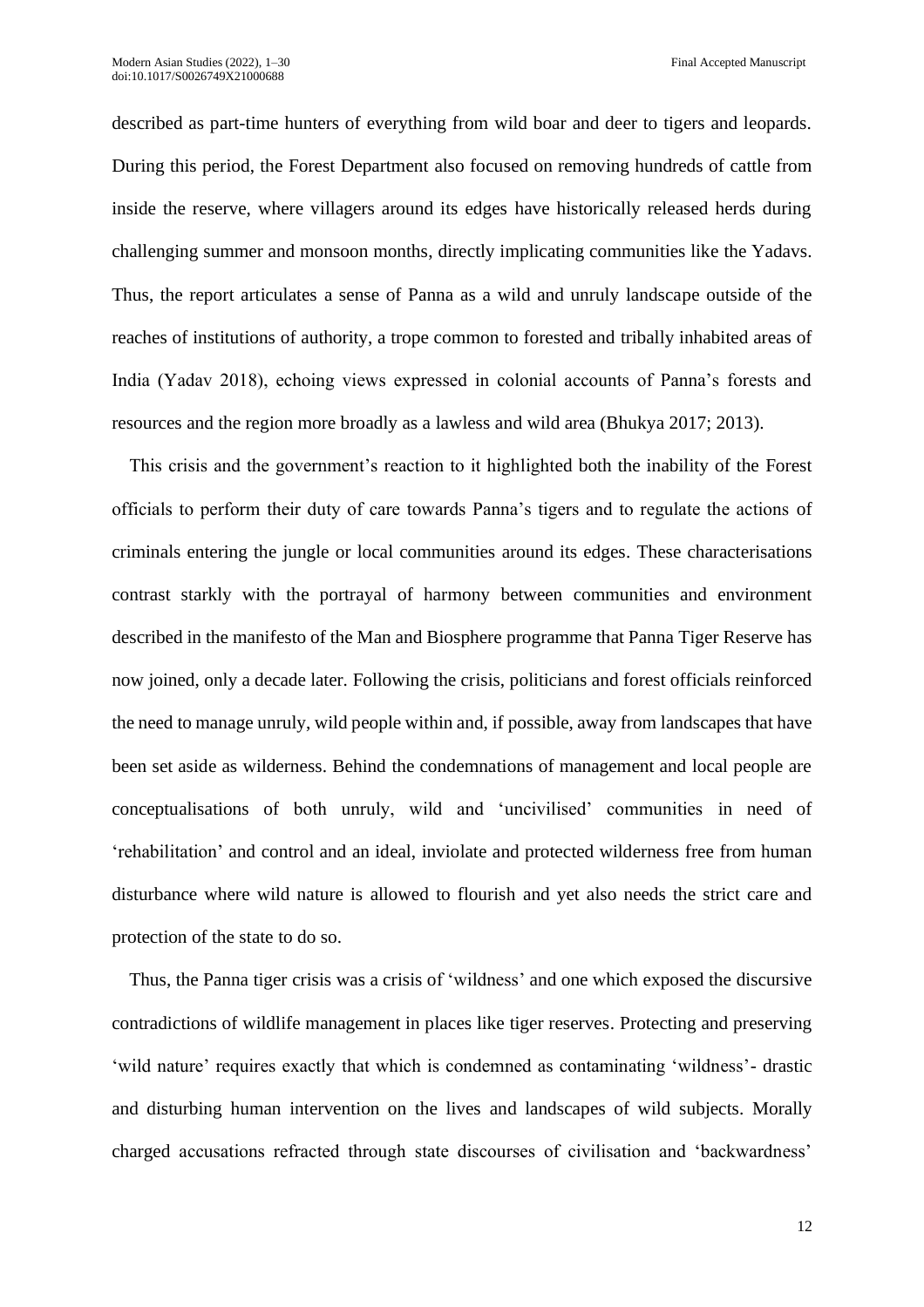described as part-time hunters of everything from wild boar and deer to tigers and leopards. During this period, the Forest Department also focused on removing hundreds of cattle from inside the reserve, where villagers around its edges have historically released herds during challenging summer and monsoon months, directly implicating communities like the Yadavs. Thus, the report articulates a sense of Panna as a wild and unruly landscape outside of the reaches of institutions of authority, a trope common to forested and tribally inhabited areas of India (Yadav 2018), echoing views expressed in colonial accounts of Panna's forests and resources and the region more broadly as a lawless and wild area (Bhukya 2017; 2013).

This crisis and the government's reaction to it highlighted both the inability of the Forest officials to perform their duty of care towards Panna's tigers and to regulate the actions of criminals entering the jungle or local communities around its edges. These characterisations contrast starkly with the portrayal of harmony between communities and environment described in the manifesto of the Man and Biosphere programme that Panna Tiger Reserve has now joined, only a decade later. Following the crisis, politicians and forest officials reinforced the need to manage unruly, wild people within and, if possible, away from landscapes that have been set aside as wilderness. Behind the condemnations of management and local people are conceptualisations of both unruly, wild and 'uncivilised' communities in need of 'rehabilitation' and control and an ideal, inviolate and protected wilderness free from human disturbance where wild nature is allowed to flourish and yet also needs the strict care and protection of the state to do so.

Thus, the Panna tiger crisis was a crisis of 'wildness' and one which exposed the discursive contradictions of wildlife management in places like tiger reserves. Protecting and preserving 'wild nature' requires exactly that which is condemned as contaminating 'wildness'- drastic and disturbing human intervention on the lives and landscapes of wild subjects. Morally charged accusations refracted through state discourses of civilisation and 'backwardness'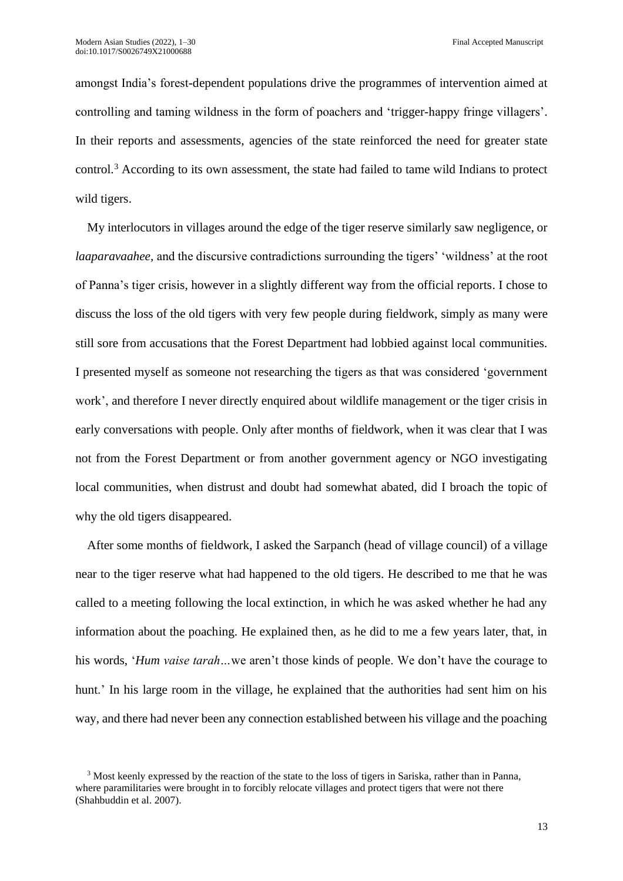amongst India's forest-dependent populations drive the programmes of intervention aimed at controlling and taming wildness in the form of poachers and 'trigger-happy fringe villagers'. In their reports and assessments, agencies of the state reinforced the need for greater state control.[3] According to its own assessment, the state had failed to tame wild Indians to protect wild tigers.

My interlocutors in villages around the edge of the tiger reserve similarly saw negligence, or *laaparavaahee,* and the discursive contradictions surrounding the tigers' 'wildness' at the root of Panna's tiger crisis, however in a slightly different way from the official reports. I chose to discuss the loss of the old tigers with very few people during fieldwork, simply as many were still sore from accusations that the Forest Department had lobbied against local communities. I presented myself as someone not researching the tigers as that was considered 'government work', and therefore I never directly enquired about wildlife management or the tiger crisis in early conversations with people. Only after months of fieldwork, when it was clear that I was not from the Forest Department or from another government agency or NGO investigating local communities, when distrust and doubt had somewhat abated, did I broach the topic of why the old tigers disappeared.

After some months of fieldwork, I asked the Sarpanch (head of village council) of a village near to the tiger reserve what had happened to the old tigers. He described to me that he was called to a meeting following the local extinction, in which he was asked whether he had any information about the poaching. He explained then, as he did to me a few years later, that, in his words, '*Hum vaise tarah*…we aren't those kinds of people. We don't have the courage to hunt.' In his large room in the village, he explained that the authorities had sent him on his way, and there had never been any connection established between his village and the poaching

[3] Most keenly expressed by the reaction of the state to the loss of tigers in Sariska, rather than in Panna, where paramilitaries were brought in to forcibly relocate villages and protect tigers that were not there (Shahbuddin et al. 2007).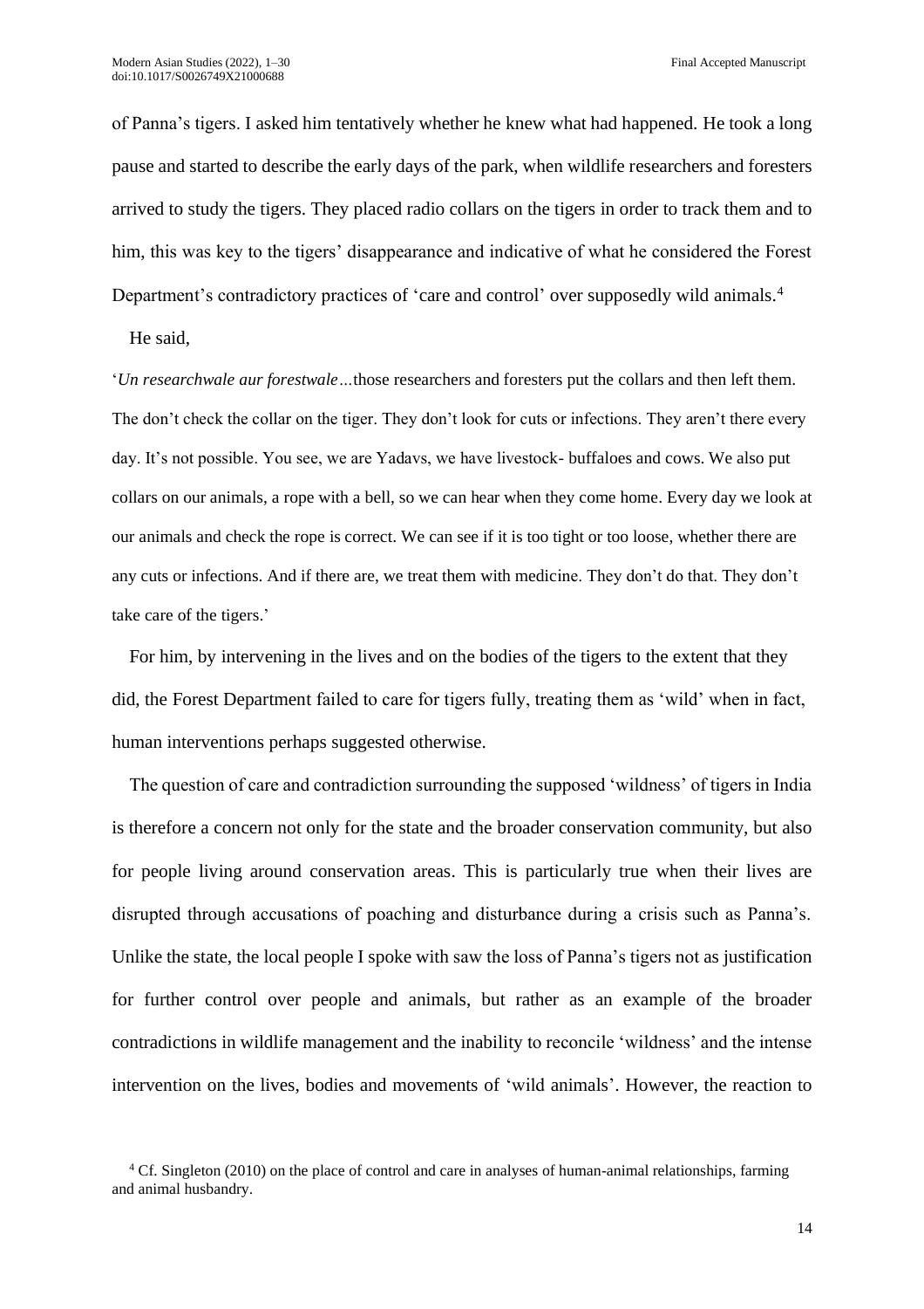of Panna's tigers. I asked him tentatively whether he knew what had happened. He took a long pause and started to describe the early days of the park, when wildlife researchers and foresters arrived to study the tigers. They placed radio collars on the tigers in order to track them and to him, this was key to the tigers' disappearance and indicative of what he considered the Forest Department's contradictory practices of 'care and control' over supposedly wild animals.[4]

He said,

'*Un researchwale aur forestwale…*those researchers and foresters put the collars and then left them. The don't check the collar on the tiger. They don't look for cuts or infections. They aren't there every day. It's not possible. You see, we are Yadavs, we have livestock- buffaloes and cows. We also put collars on our animals, a rope with a bell, so we can hear when they come home. Every day we look at our animals and check the rope is correct. We can see if it is too tight or too loose, whether there are any cuts or infections. And if there are, we treat them with medicine. They don't do that. They don't take care of the tigers.'

For him, by intervening in the lives and on the bodies of the tigers to the extent that they did, the Forest Department failed to care for tigers fully, treating them as 'wild' when in fact, human interventions perhaps suggested otherwise.

The question of care and contradiction surrounding the supposed 'wildness' of tigers in India is therefore a concern not only for the state and the broader conservation community, but also for people living around conservation areas. This is particularly true when their lives are disrupted through accusations of poaching and disturbance during a crisis such as Panna's. Unlike the state, the local people I spoke with saw the loss of Panna's tigers not as justification for further control over people and animals, but rather as an example of the broader contradictions in wildlife management and the inability to reconcile 'wildness' and the intense intervention on the lives, bodies and movements of 'wild animals'. However, the reaction to

[4] Cf. Singleton (2010) on the place of control and care in analyses of human-animal relationships, farming and animal husbandry.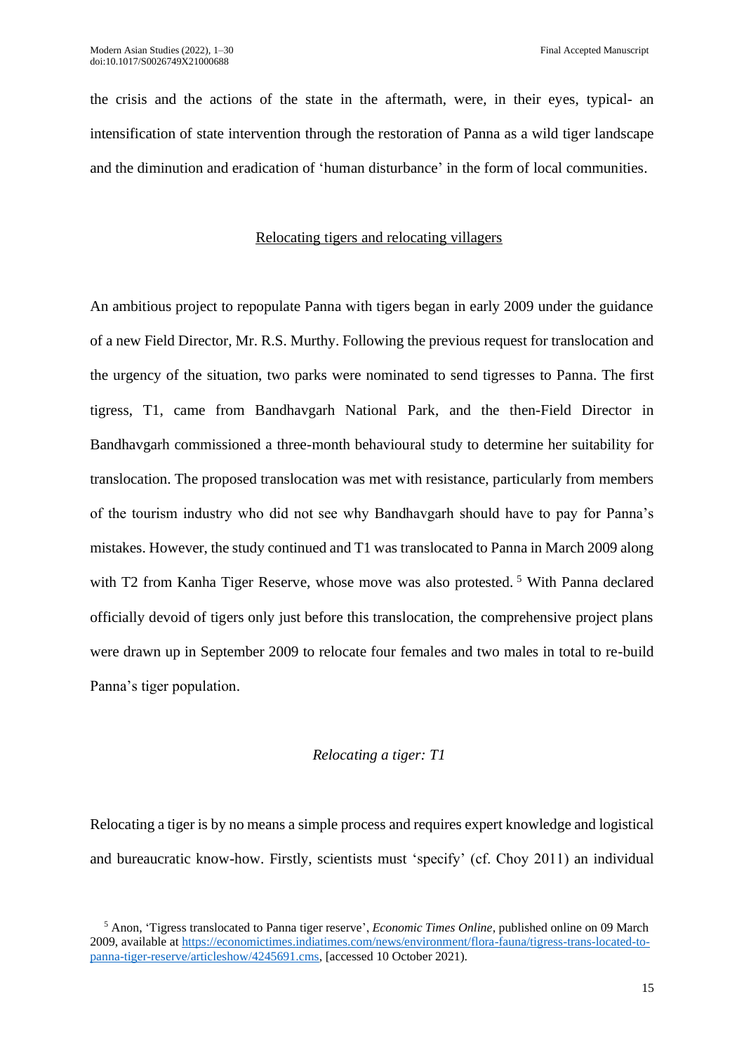the crisis and the actions of the state in the aftermath, were, in their eyes, typical- an intensification of state intervention through the restoration of Panna as a wild tiger landscape and the diminution and eradication of 'human disturbance' in the form of local communities.

## Relocating tigers and relocating villagers

An ambitious project to repopulate Panna with tigers began in early 2009 under the guidance of a new Field Director, Mr. R.S. Murthy. Following the previous request for translocation and the urgency of the situation, two parks were nominated to send tigresses to Panna. The first tigress, T1, came from Bandhavgarh National Park, and the then-Field Director in Bandhavgarh commissioned a three-month behavioural study to determine her suitability for translocation. The proposed translocation was met with resistance, particularly from members of the tourism industry who did not see why Bandhavgarh should have to pay for Panna's mistakes. However, the study continued and T1 was translocated to Panna in March 2009 along with T2 from Kanha Tiger Reserve, whose move was also protested.[5] With Panna declared officially devoid of tigers only just before this translocation, the comprehensive project plans were drawn up in September 2009 to relocate four females and two males in total to re-build Panna's tiger population.

### *Relocating a tiger: T1*

Relocating a tiger is by no means a simple process and requires expert knowledge and logistical and bureaucratic know-how. Firstly, scientists must 'specify' (cf. Choy 2011) an individual

[5] Anon, 'Tigress translocated to Panna tiger reserve', *Economic Times Online*, published online on 09 March 2009, available at https://economictimes.indiatimes.com/news/environment/flora-fauna/tigress-trans-located-to-panna-tiger-reserve/articleshow/4245691.cms, [accessed 10 October 2021).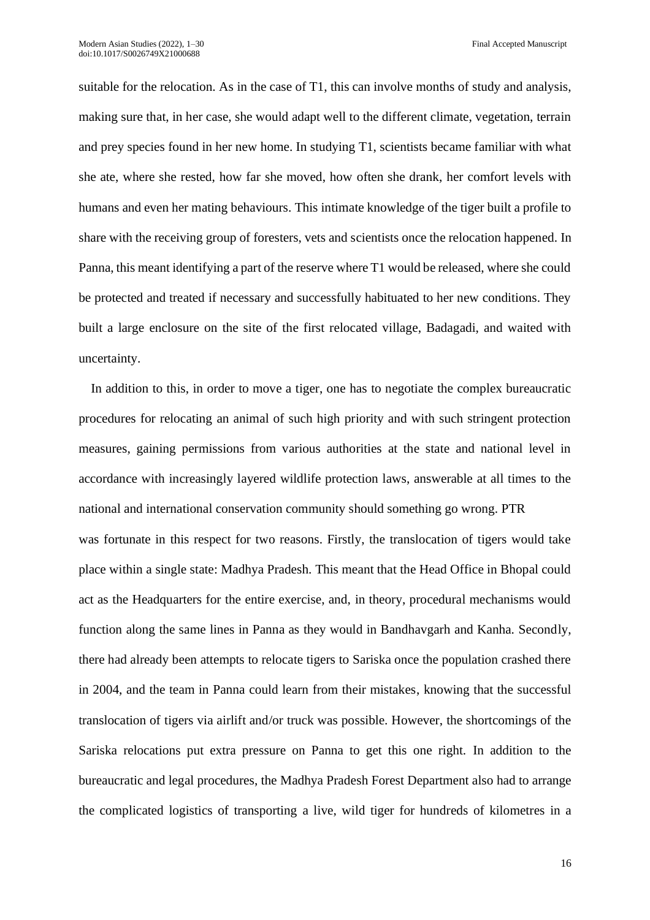suitable for the relocation. As in the case of T1, this can involve months of study and analysis, making sure that, in her case, she would adapt well to the different climate, vegetation, terrain and prey species found in her new home. In studying T1, scientists became familiar with what she ate, where she rested, how far she moved, how often she drank, her comfort levels with humans and even her mating behaviours. This intimate knowledge of the tiger built a profile to share with the receiving group of foresters, vets and scientists once the relocation happened. In Panna, this meant identifying a part of the reserve where T1 would be released, where she could be protected and treated if necessary and successfully habituated to her new conditions. They built a large enclosure on the site of the first relocated village, Badagadi, and waited with uncertainty.

In addition to this, in order to move a tiger, one has to negotiate the complex bureaucratic procedures for relocating an animal of such high priority and with such stringent protection measures, gaining permissions from various authorities at the state and national level in accordance with increasingly layered wildlife protection laws, answerable at all times to the national and international conservation community should something go wrong. PTR was fortunate in this respect for two reasons. Firstly, the translocation of tigers would take place within a single state: Madhya Pradesh. This meant that the Head Office in Bhopal could act as the Headquarters for the entire exercise, and, in theory, procedural mechanisms would function along the same lines in Panna as they would in Bandhavgarh and Kanha. Secondly, there had already been attempts to relocate tigers to Sariska once the population crashed there in 2004, and the team in Panna could learn from their mistakes, knowing that the successful translocation of tigers via airlift and/or truck was possible. However, the shortcomings of the Sariska relocations put extra pressure on Panna to get this one right. In addition to the bureaucratic and legal procedures, the Madhya Pradesh Forest Department also had to arrange the complicated logistics of transporting a live, wild tiger for hundreds of kilometres in a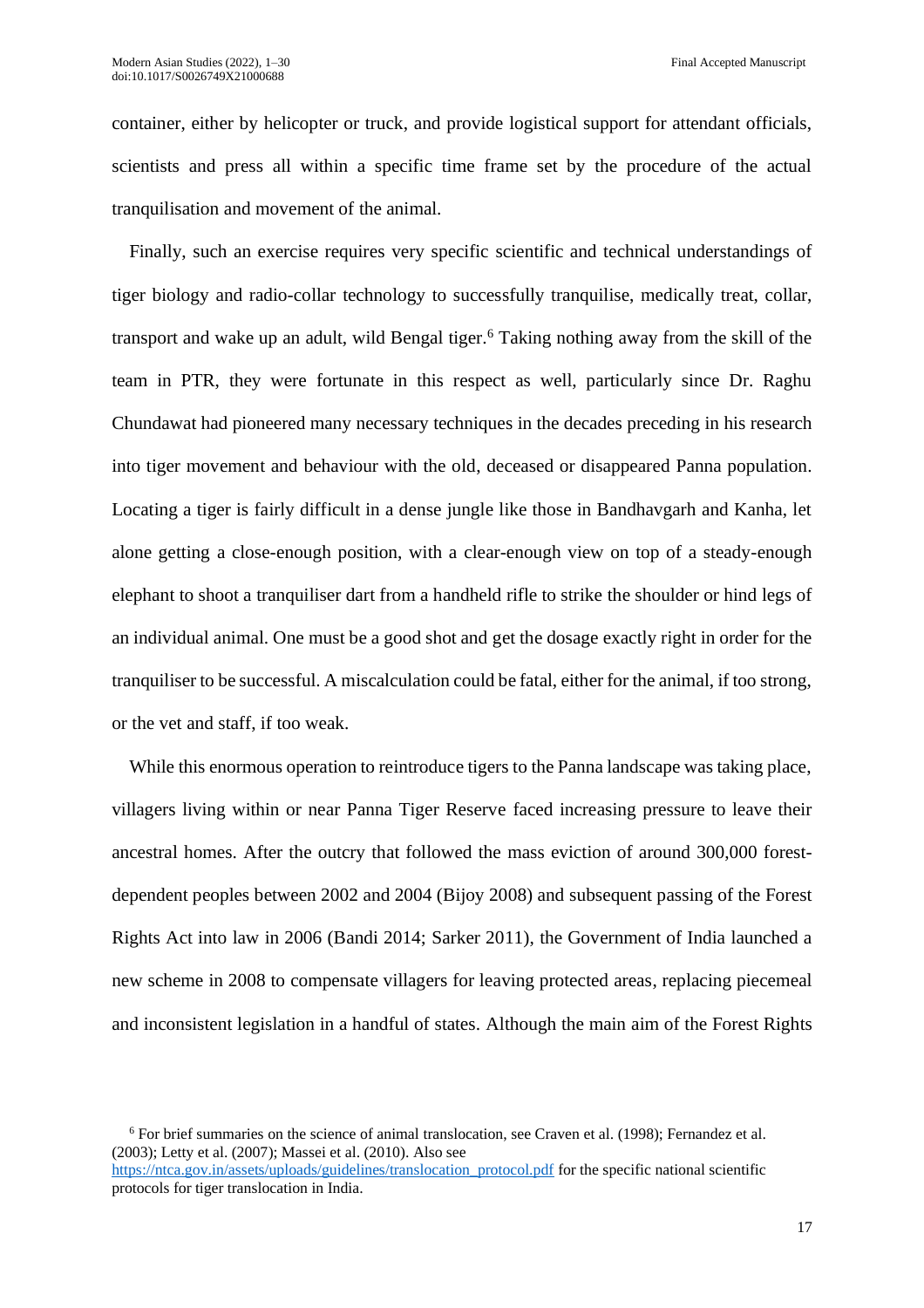container, either by helicopter or truck, and provide logistical support for attendant officials, scientists and press all within a specific time frame set by the procedure of the actual tranquilisation and movement of the animal.

Finally, such an exercise requires very specific scientific and technical understandings of tiger biology and radio-collar technology to successfully tranquilise, medically treat, collar, transport and wake up an adult, wild Bengal tiger.[6] Taking nothing away from the skill of the team in PTR, they were fortunate in this respect as well, particularly since Dr. Raghu Chundawat had pioneered many necessary techniques in the decades preceding in his research into tiger movement and behaviour with the old, deceased or disappeared Panna population. Locating a tiger is fairly difficult in a dense jungle like those in Bandhavgarh and Kanha, let alone getting a close-enough position, with a clear-enough view on top of a steady-enough elephant to shoot a tranquiliser dart from a handheld rifle to strike the shoulder or hind legs of an individual animal. One must be a good shot and get the dosage exactly right in order for the tranquiliser to be successful. A miscalculation could be fatal, either for the animal, if too strong, or the vet and staff, if too weak.

While this enormous operation to reintroduce tigers to the Panna landscape was taking place, villagers living within or near Panna Tiger Reserve faced increasing pressure to leave their ancestral homes. After the outcry that followed the mass eviction of around 300,000 forest-dependent peoples between 2002 and 2004 (Bijoy 2008) and subsequent passing of the Forest Rights Act into law in 2006 (Bandi 2014; Sarker 2011), the Government of India launched a new scheme in 2008 to compensate villagers for leaving protected areas, replacing piecemeal and inconsistent legislation in a handful of states. Although the main aim of the Forest Rights

[6] For brief summaries on the science of animal translocation, see Craven et al. (1998); Fernandez et al. (2003); Letty et al. (2007); Massei et al. (2010). Also see https://ntca.gov.in/assets/uploads/guidelines/translocation_protocol.pdf for the specific national scientific protocols for tiger translocation in India.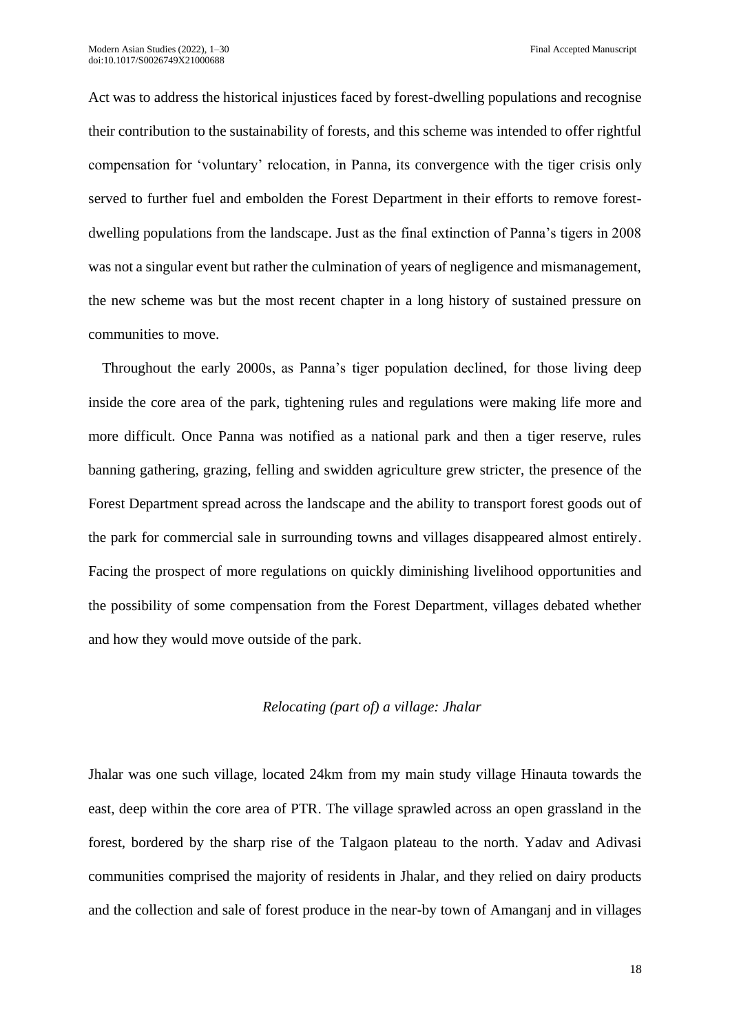Act was to address the historical injustices faced by forest-dwelling populations and recognise their contribution to the sustainability of forests, and this scheme was intended to offer rightful compensation for 'voluntary' relocation, in Panna, its convergence with the tiger crisis only served to further fuel and embolden the Forest Department in their efforts to remove forest-dwelling populations from the landscape. Just as the final extinction of Panna's tigers in 2008 was not a singular event but rather the culmination of years of negligence and mismanagement, the new scheme was but the most recent chapter in a long history of sustained pressure on communities to move.

Throughout the early 2000s, as Panna's tiger population declined, for those living deep inside the core area of the park, tightening rules and regulations were making life more and more difficult. Once Panna was notified as a national park and then a tiger reserve, rules banning gathering, grazing, felling and swidden agriculture grew stricter, the presence of the Forest Department spread across the landscape and the ability to transport forest goods out of the park for commercial sale in surrounding towns and villages disappeared almost entirely. Facing the prospect of more regulations on quickly diminishing livelihood opportunities and the possibility of some compensation from the Forest Department, villages debated whether and how they would move outside of the park.

### *Relocating (part of) a village: Jhalar*

Jhalar was one such village, located 24km from my main study village Hinauta towards the east, deep within the core area of PTR. The village sprawled across an open grassland in the forest, bordered by the sharp rise of the Talgaon plateau to the north. Yadav and Adivasi communities comprised the majority of residents in Jhalar, and they relied on dairy products and the collection and sale of forest produce in the near-by town of Amanganj and in villages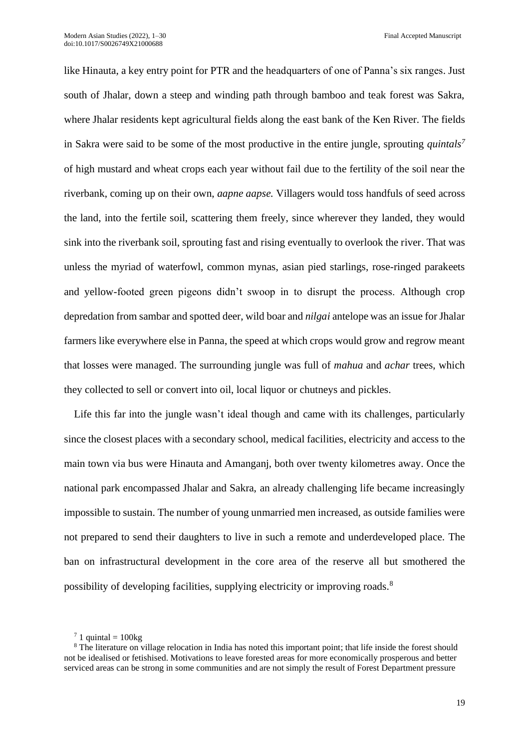like Hinauta, a key entry point for PTR and the headquarters of one of Panna's six ranges. Just south of Jhalar, down a steep and winding path through bamboo and teak forest was Sakra, where Jhalar residents kept agricultural fields along the east bank of the Ken River. The fields in Sakra were said to be some of the most productive in the entire jungle, sprouting *quintals*[7] of high mustard and wheat crops each year without fail due to the fertility of the soil near the riverbank, coming up on their own, *aapne aapse.* Villagers would toss handfuls of seed across the land, into the fertile soil, scattering them freely, since wherever they landed, they would sink into the riverbank soil, sprouting fast and rising eventually to overlook the river. That was unless the myriad of waterfowl, common mynas, asian pied starlings, rose-ringed parakeets and yellow-footed green pigeons didn't swoop in to disrupt the process. Although crop depredation from sambar and spotted deer, wild boar and *nilgai* antelope was an issue for Jhalar farmers like everywhere else in Panna, the speed at which crops would grow and regrow meant that losses were managed. The surrounding jungle was full of *mahua* and *achar* trees, which they collected to sell or convert into oil, local liquor or chutneys and pickles.

Life this far into the jungle wasn't ideal though and came with its challenges, particularly since the closest places with a secondary school, medical facilities, electricity and access to the main town via bus were Hinauta and Amanganj, both over twenty kilometres away. Once the national park encompassed Jhalar and Sakra, an already challenging life became increasingly impossible to sustain. The number of young unmarried men increased, as outside families were not prepared to send their daughters to live in such a remote and underdeveloped place. The ban on infrastructural development in the core area of the reserve all but smothered the possibility of developing facilities, supplying electricity or improving roads.[8]

[7] 1 quintal = 100kg

[8] The literature on village relocation in India has noted this important point; that life inside the forest should not be idealised or fetishised. Motivations to leave forested areas for more economically prosperous and better serviced areas can be strong in some communities and are not simply the result of Forest Department pressure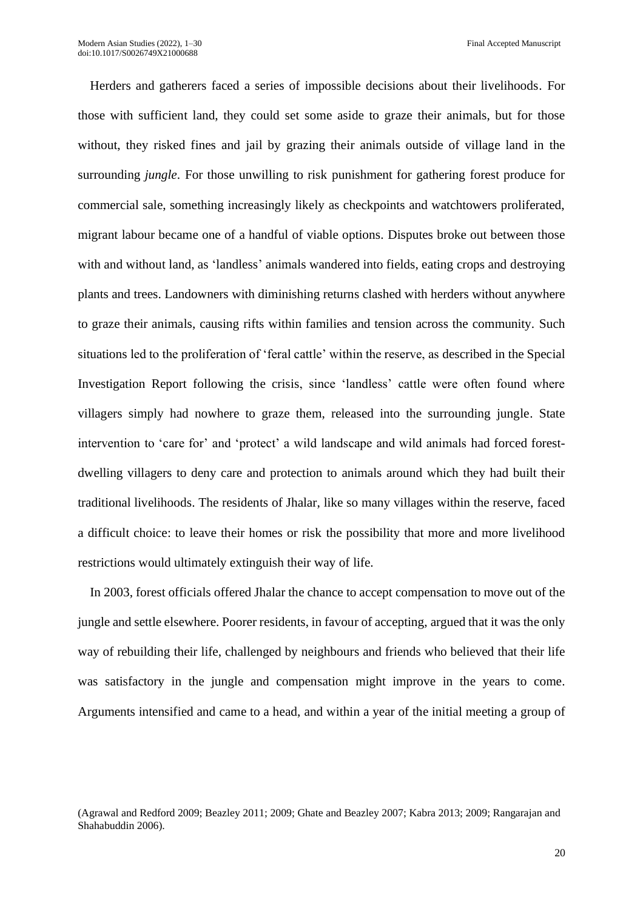Herders and gatherers faced a series of impossible decisions about their livelihoods. For those with sufficient land, they could set some aside to graze their animals, but for those without, they risked fines and jail by grazing their animals outside of village land in the surrounding *jungle*. For those unwilling to risk punishment for gathering forest produce for commercial sale, something increasingly likely as checkpoints and watchtowers proliferated, migrant labour became one of a handful of viable options. Disputes broke out between those with and without land, as 'landless' animals wandered into fields, eating crops and destroying plants and trees. Landowners with diminishing returns clashed with herders without anywhere to graze their animals, causing rifts within families and tension across the community. Such situations led to the proliferation of 'feral cattle' within the reserve, as described in the Special Investigation Report following the crisis, since 'landless' cattle were often found where villagers simply had nowhere to graze them, released into the surrounding jungle. State intervention to 'care for' and 'protect' a wild landscape and wild animals had forced forest-dwelling villagers to deny care and protection to animals around which they had built their traditional livelihoods. The residents of Jhalar, like so many villages within the reserve, faced a difficult choice: to leave their homes or risk the possibility that more and more livelihood restrictions would ultimately extinguish their way of life.

In 2003, forest officials offered Jhalar the chance to accept compensation to move out of the jungle and settle elsewhere. Poorer residents, in favour of accepting, argued that it was the only way of rebuilding their life, challenged by neighbours and friends who believed that their life was satisfactory in the jungle and compensation might improve in the years to come. Arguments intensified and came to a head, and within a year of the initial meeting a group of

(Agrawal and Redford 2009; Beazley 2011; 2009; Ghate and Beazley 2007; Kabra 2013; 2009; Rangarajan and Shahabuddin 2006).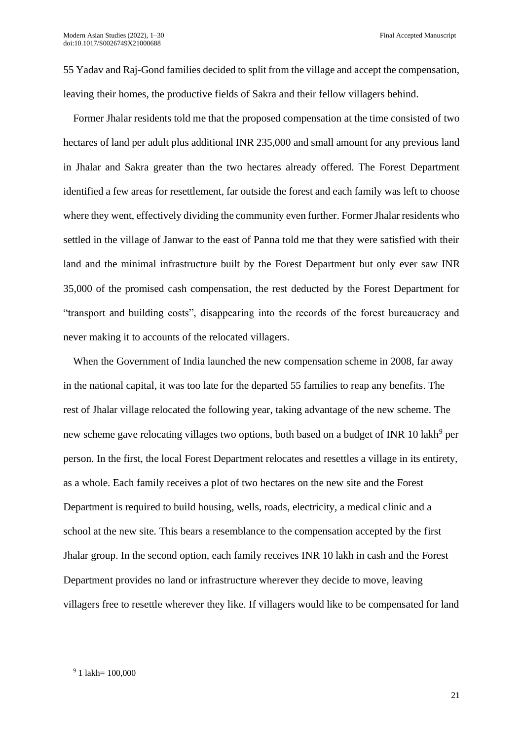55 Yadav and Raj-Gond families decided to split from the village and accept the compensation, leaving their homes, the productive fields of Sakra and their fellow villagers behind.

Former Jhalar residents told me that the proposed compensation at the time consisted of two hectares of land per adult plus additional INR 235,000 and small amount for any previous land in Jhalar and Sakra greater than the two hectares already offered. The Forest Department identified a few areas for resettlement, far outside the forest and each family was left to choose where they went, effectively dividing the community even further. Former Jhalar residents who settled in the village of Janwar to the east of Panna told me that they were satisfied with their land and the minimal infrastructure built by the Forest Department but only ever saw INR 35,000 of the promised cash compensation, the rest deducted by the Forest Department for "transport and building costs", disappearing into the records of the forest bureaucracy and never making it to accounts of the relocated villagers.

When the Government of India launched the new compensation scheme in 2008, far away in the national capital, it was too late for the departed 55 families to reap any benefits. The rest of Jhalar village relocated the following year, taking advantage of the new scheme. The new scheme gave relocating villages two options, both based on a budget of INR 10 lakh[9] per person. In the first, the local Forest Department relocates and resettles a village in its entirety, as a whole. Each family receives a plot of two hectares on the new site and the Forest Department is required to build housing, wells, roads, electricity, a medical clinic and a school at the new site. This bears a resemblance to the compensation accepted by the first Jhalar group. In the second option, each family receives INR 10 lakh in cash and the Forest Department provides no land or infrastructure wherever they decide to move, leaving villagers free to resettle wherever they like. If villagers would like to be compensated for land

[9] 1 lakh= 100,000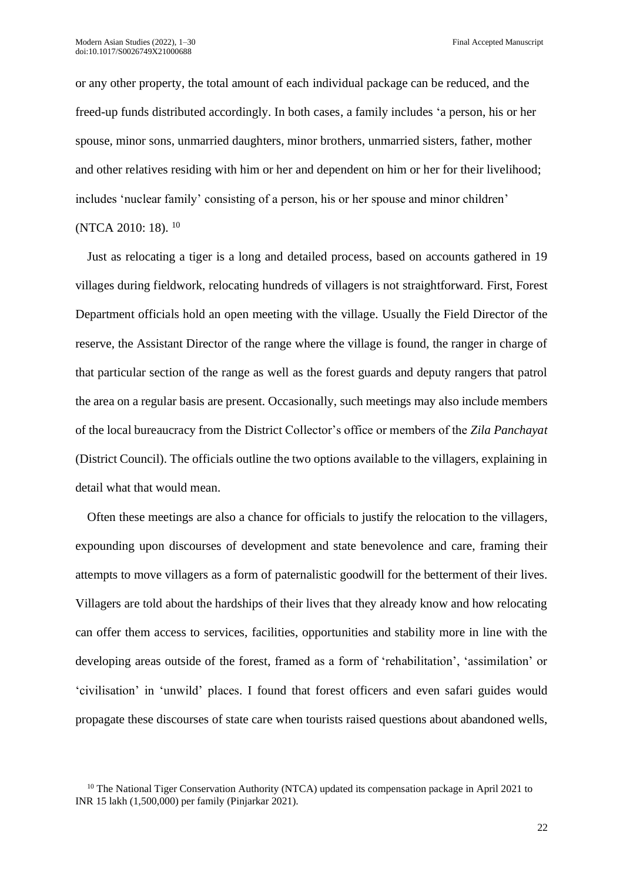or any other property, the total amount of each individual package can be reduced, and the freed-up funds distributed accordingly. In both cases, a family includes 'a person, his or her spouse, minor sons, unmarried daughters, minor brothers, unmarried sisters, father, mother and other relatives residing with him or her and dependent on him or her for their livelihood; includes 'nuclear family' consisting of a person, his or her spouse and minor children' (NTCA 2010: 18). [10]

Just as relocating a tiger is a long and detailed process, based on accounts gathered in 19 villages during fieldwork, relocating hundreds of villagers is not straightforward. First, Forest Department officials hold an open meeting with the village. Usually the Field Director of the reserve, the Assistant Director of the range where the village is found, the ranger in charge of that particular section of the range as well as the forest guards and deputy rangers that patrol the area on a regular basis are present. Occasionally, such meetings may also include members of the local bureaucracy from the District Collector's office or members of the *Zila Panchayat* (District Council). The officials outline the two options available to the villagers, explaining in detail what that would mean.

Often these meetings are also a chance for officials to justify the relocation to the villagers, expounding upon discourses of development and state benevolence and care, framing their attempts to move villagers as a form of paternalistic goodwill for the betterment of their lives. Villagers are told about the hardships of their lives that they already know and how relocating can offer them access to services, facilities, opportunities and stability more in line with the developing areas outside of the forest, framed as a form of 'rehabilitation', 'assimilation' or 'civilisation' in 'unwild' places. I found that forest officers and even safari guides would propagate these discourses of state care when tourists raised questions about abandoned wells,

[10] The National Tiger Conservation Authority (NTCA) updated its compensation package in April 2021 to INR 15 lakh (1,500,000) per family (Pinjarkar 2021).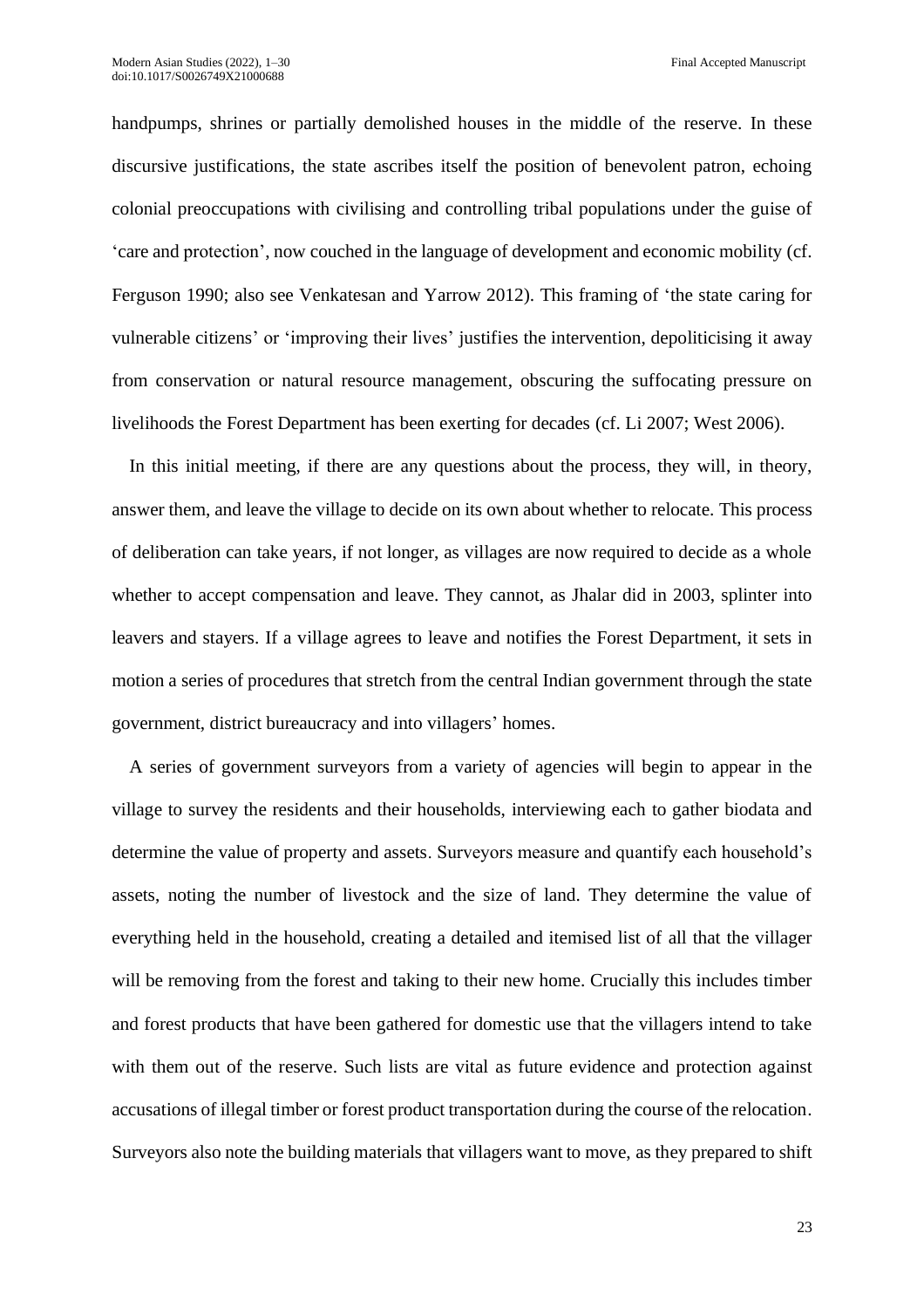handpumps, shrines or partially demolished houses in the middle of the reserve. In these discursive justifications, the state ascribes itself the position of benevolent patron, echoing colonial preoccupations with civilising and controlling tribal populations under the guise of 'care and protection', now couched in the language of development and economic mobility (cf. Ferguson 1990; also see Venkatesan and Yarrow 2012). This framing of 'the state caring for vulnerable citizens' or 'improving their lives' justifies the intervention, depoliticising it away from conservation or natural resource management, obscuring the suffocating pressure on livelihoods the Forest Department has been exerting for decades (cf. Li 2007; West 2006).

In this initial meeting, if there are any questions about the process, they will, in theory, answer them, and leave the village to decide on its own about whether to relocate. This process of deliberation can take years, if not longer, as villages are now required to decide as a whole whether to accept compensation and leave. They cannot, as Jhalar did in 2003, splinter into leavers and stayers. If a village agrees to leave and notifies the Forest Department, it sets in motion a series of procedures that stretch from the central Indian government through the state government, district bureaucracy and into villagers' homes.

A series of government surveyors from a variety of agencies will begin to appear in the village to survey the residents and their households, interviewing each to gather biodata and determine the value of property and assets. Surveyors measure and quantify each household's assets, noting the number of livestock and the size of land. They determine the value of everything held in the household, creating a detailed and itemised list of all that the villager will be removing from the forest and taking to their new home. Crucially this includes timber and forest products that have been gathered for domestic use that the villagers intend to take with them out of the reserve. Such lists are vital as future evidence and protection against accusations of illegal timber or forest product transportation during the course of the relocation. Surveyors also note the building materials that villagers want to move, as they prepared to shift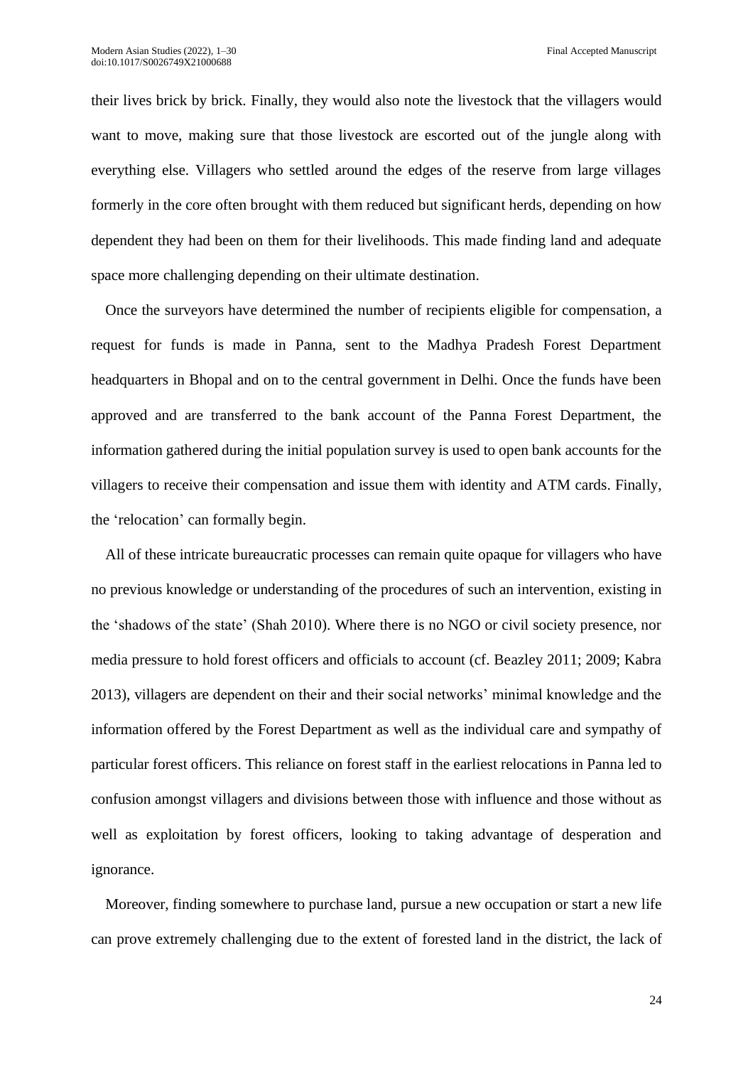their lives brick by brick. Finally, they would also note the livestock that the villagers would want to move, making sure that those livestock are escorted out of the jungle along with everything else. Villagers who settled around the edges of the reserve from large villages formerly in the core often brought with them reduced but significant herds, depending on how dependent they had been on them for their livelihoods. This made finding land and adequate space more challenging depending on their ultimate destination.

Once the surveyors have determined the number of recipients eligible for compensation, a request for funds is made in Panna, sent to the Madhya Pradesh Forest Department headquarters in Bhopal and on to the central government in Delhi. Once the funds have been approved and are transferred to the bank account of the Panna Forest Department, the information gathered during the initial population survey is used to open bank accounts for the villagers to receive their compensation and issue them with identity and ATM cards. Finally, the 'relocation' can formally begin.

All of these intricate bureaucratic processes can remain quite opaque for villagers who have no previous knowledge or understanding of the procedures of such an intervention, existing in the 'shadows of the state' (Shah 2010). Where there is no NGO or civil society presence, nor media pressure to hold forest officers and officials to account (cf. Beazley 2011; 2009; Kabra 2013), villagers are dependent on their and their social networks' minimal knowledge and the information offered by the Forest Department as well as the individual care and sympathy of particular forest officers. This reliance on forest staff in the earliest relocations in Panna led to confusion amongst villagers and divisions between those with influence and those without as well as exploitation by forest officers, looking to taking advantage of desperation and ignorance.

Moreover, finding somewhere to purchase land, pursue a new occupation or start a new life can prove extremely challenging due to the extent of forested land in the district, the lack of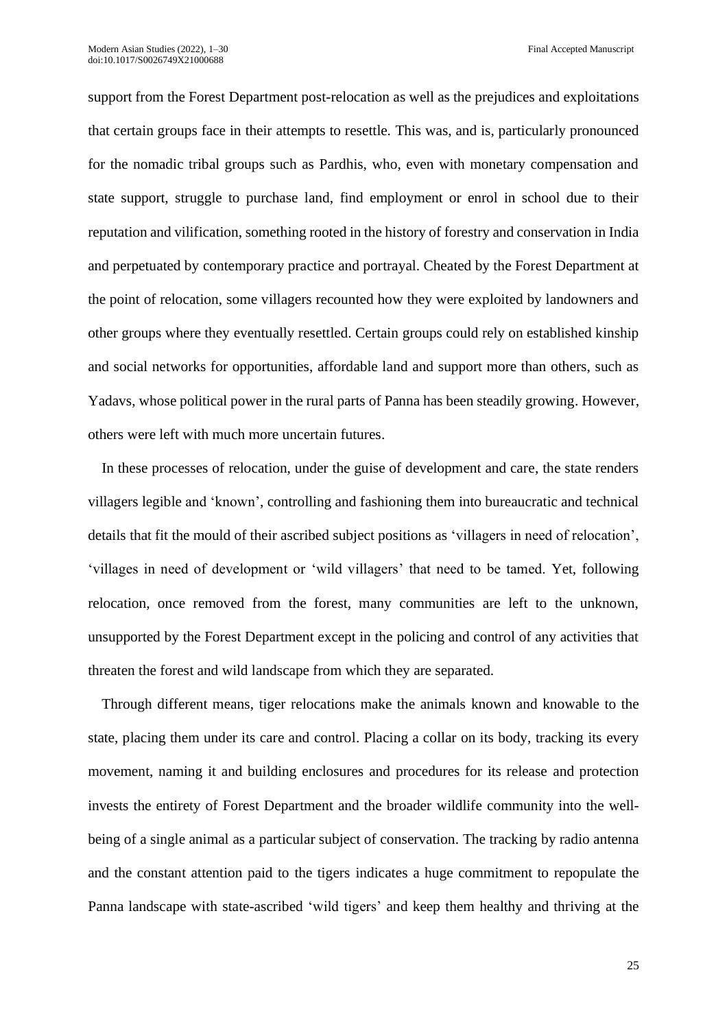support from the Forest Department post-relocation as well as the prejudices and exploitations that certain groups face in their attempts to resettle. This was, and is, particularly pronounced for the nomadic tribal groups such as Pardhis, who, even with monetary compensation and state support, struggle to purchase land, find employment or enrol in school due to their reputation and vilification, something rooted in the history of forestry and conservation in India and perpetuated by contemporary practice and portrayal. Cheated by the Forest Department at the point of relocation, some villagers recounted how they were exploited by landowners and other groups where they eventually resettled. Certain groups could rely on established kinship and social networks for opportunities, affordable land and support more than others, such as Yadavs, whose political power in the rural parts of Panna has been steadily growing. However, others were left with much more uncertain futures.

In these processes of relocation, under the guise of development and care, the state renders villagers legible and 'known', controlling and fashioning them into bureaucratic and technical details that fit the mould of their ascribed subject positions as 'villagers in need of relocation', 'villages in need of development or 'wild villagers' that need to be tamed. Yet, following relocation, once removed from the forest, many communities are left to the unknown, unsupported by the Forest Department except in the policing and control of any activities that threaten the forest and wild landscape from which they are separated.

Through different means, tiger relocations make the animals known and knowable to the state, placing them under its care and control. Placing a collar on its body, tracking its every movement, naming it and building enclosures and procedures for its release and protection invests the entirety of Forest Department and the broader wildlife community into the well-being of a single animal as a particular subject of conservation. The tracking by radio antenna and the constant attention paid to the tigers indicates a huge commitment to repopulate the Panna landscape with state-ascribed 'wild tigers' and keep them healthy and thriving at the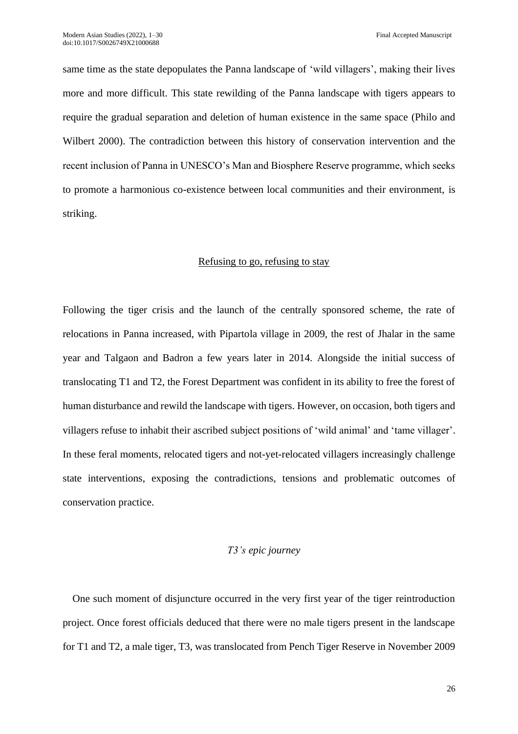same time as the state depopulates the Panna landscape of 'wild villagers', making their lives more and more difficult. This state rewilding of the Panna landscape with tigers appears to require the gradual separation and deletion of human existence in the same space (Philo and Wilbert 2000). The contradiction between this history of conservation intervention and the recent inclusion of Panna in UNESCO's Man and Biosphere Reserve programme, which seeks to promote a harmonious co-existence between local communities and their environment, is striking.

## Refusing to go, refusing to stay

Following the tiger crisis and the launch of the centrally sponsored scheme, the rate of relocations in Panna increased, with Pipartola village in 2009, the rest of Jhalar in the same year and Talgaon and Badron a few years later in 2014. Alongside the initial success of translocating T1 and T2, the Forest Department was confident in its ability to free the forest of human disturbance and rewild the landscape with tigers. However, on occasion, both tigers and villagers refuse to inhabit their ascribed subject positions of 'wild animal' and 'tame villager'. In these feral moments, relocated tigers and not-yet-relocated villagers increasingly challenge state interventions, exposing the contradictions, tensions and problematic outcomes of conservation practice.

### *T3's epic journey*

One such moment of disjuncture occurred in the very first year of the tiger reintroduction project. Once forest officials deduced that there were no male tigers present in the landscape for T1 and T2, a male tiger, T3, was translocated from Pench Tiger Reserve in November 2009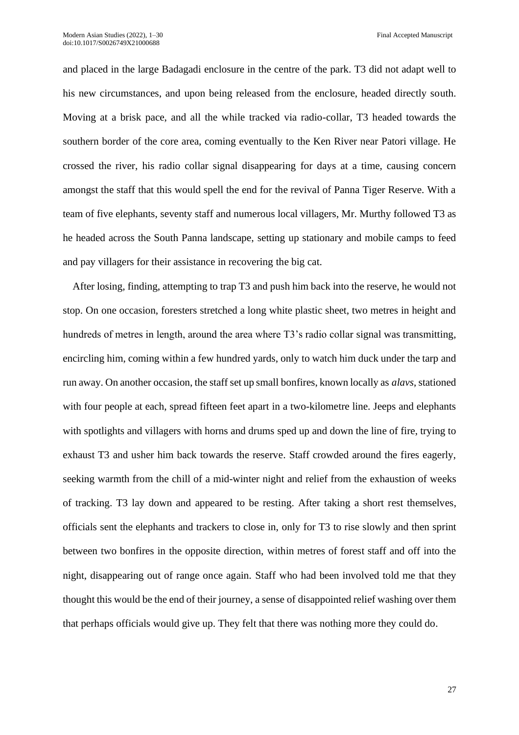and placed in the large Badagadi enclosure in the centre of the park. T3 did not adapt well to his new circumstances, and upon being released from the enclosure, headed directly south. Moving at a brisk pace, and all the while tracked via radio-collar, T3 headed towards the southern border of the core area, coming eventually to the Ken River near Patori village. He crossed the river, his radio collar signal disappearing for days at a time, causing concern amongst the staff that this would spell the end for the revival of Panna Tiger Reserve. With a team of five elephants, seventy staff and numerous local villagers, Mr. Murthy followed T3 as he headed across the South Panna landscape, setting up stationary and mobile camps to feed and pay villagers for their assistance in recovering the big cat.

After losing, finding, attempting to trap T3 and push him back into the reserve, he would not stop. On one occasion, foresters stretched a long white plastic sheet, two metres in height and hundreds of metres in length, around the area where T3's radio collar signal was transmitting, encircling him, coming within a few hundred yards, only to watch him duck under the tarp and run away. On another occasion, the staff set up small bonfires, known locally as *alavs*, stationed with four people at each, spread fifteen feet apart in a two-kilometre line. Jeeps and elephants with spotlights and villagers with horns and drums sped up and down the line of fire, trying to exhaust T3 and usher him back towards the reserve. Staff crowded around the fires eagerly, seeking warmth from the chill of a mid-winter night and relief from the exhaustion of weeks of tracking. T3 lay down and appeared to be resting. After taking a short rest themselves, officials sent the elephants and trackers to close in, only for T3 to rise slowly and then sprint between two bonfires in the opposite direction, within metres of forest staff and off into the night, disappearing out of range once again. Staff who had been involved told me that they thought this would be the end of their journey, a sense of disappointed relief washing over them that perhaps officials would give up. They felt that there was nothing more they could do.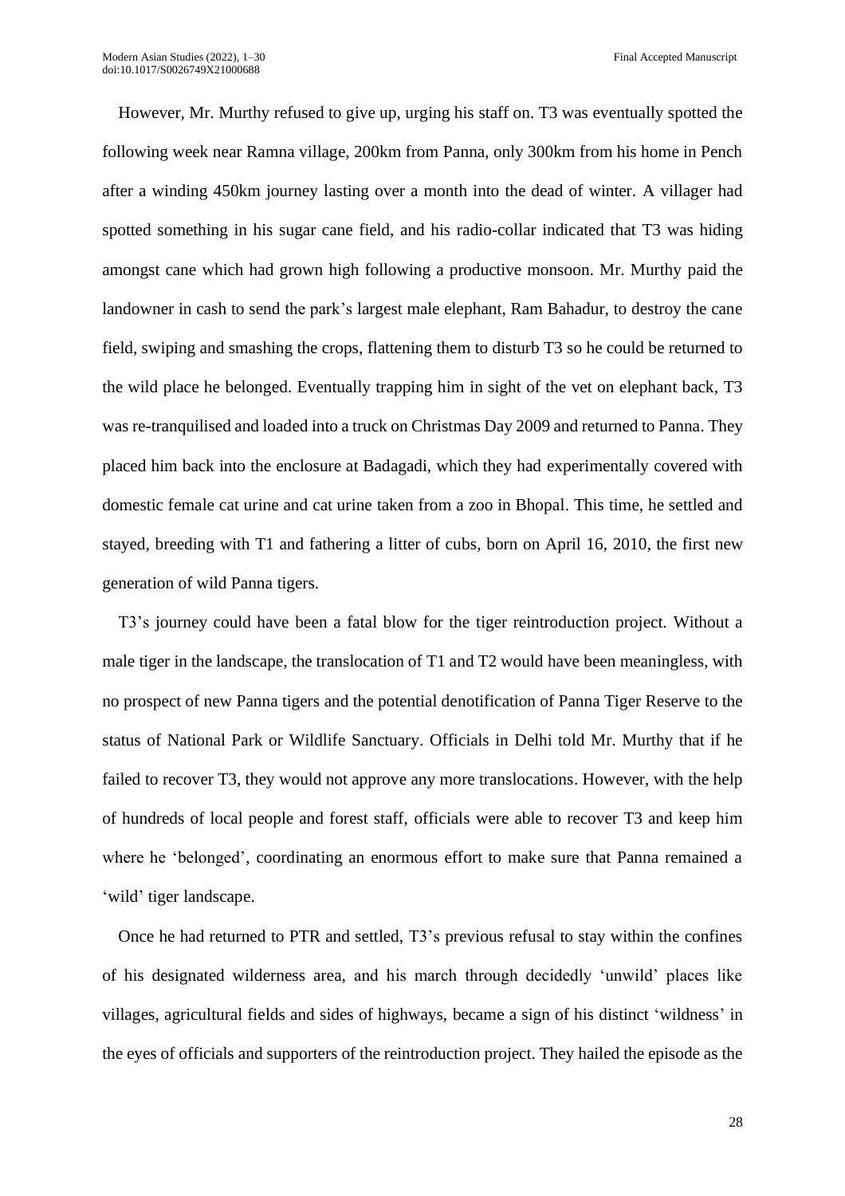However, Mr. Murthy refused to give up, urging his staff on. T3 was eventually spotted the following week near Ramna village, 200km from Panna, only 300km from his home in Pench after a winding 450km journey lasting over a month into the dead of winter. A villager had spotted something in his sugar cane field, and his radio-collar indicated that T3 was hiding amongst cane which had grown high following a productive monsoon. Mr. Murthy paid the landowner in cash to send the park's largest male elephant, Ram Bahadur, to destroy the cane field, swiping and smashing the crops, flattening them to disturb T3 so he could be returned to the wild place he belonged. Eventually trapping him in sight of the vet on elephant back, T3 was re-tranquilised and loaded into a truck on Christmas Day 2009 and returned to Panna. They placed him back into the enclosure at Badagadi, which they had experimentally covered with domestic female cat urine and cat urine taken from a zoo in Bhopal. This time, he settled and stayed, breeding with T1 and fathering a litter of cubs, born on April 16, 2010, the first new generation of wild Panna tigers.

T3's journey could have been a fatal blow for the tiger reintroduction project. Without a male tiger in the landscape, the translocation of T1 and T2 would have been meaningless, with no prospect of new Panna tigers and the potential denotification of Panna Tiger Reserve to the status of National Park or Wildlife Sanctuary. Officials in Delhi told Mr. Murthy that if he failed to recover T3, they would not approve any more translocations. However, with the help of hundreds of local people and forest staff, officials were able to recover T3 and keep him where he 'belonged', coordinating an enormous effort to make sure that Panna remained a 'wild' tiger landscape.

Once he had returned to PTR and settled, T3's previous refusal to stay within the confines of his designated wilderness area, and his march through decidedly 'unwild' places like villages, agricultural fields and sides of highways, became a sign of his distinct 'wildness' in the eyes of officials and supporters of the reintroduction project. They hailed the episode as the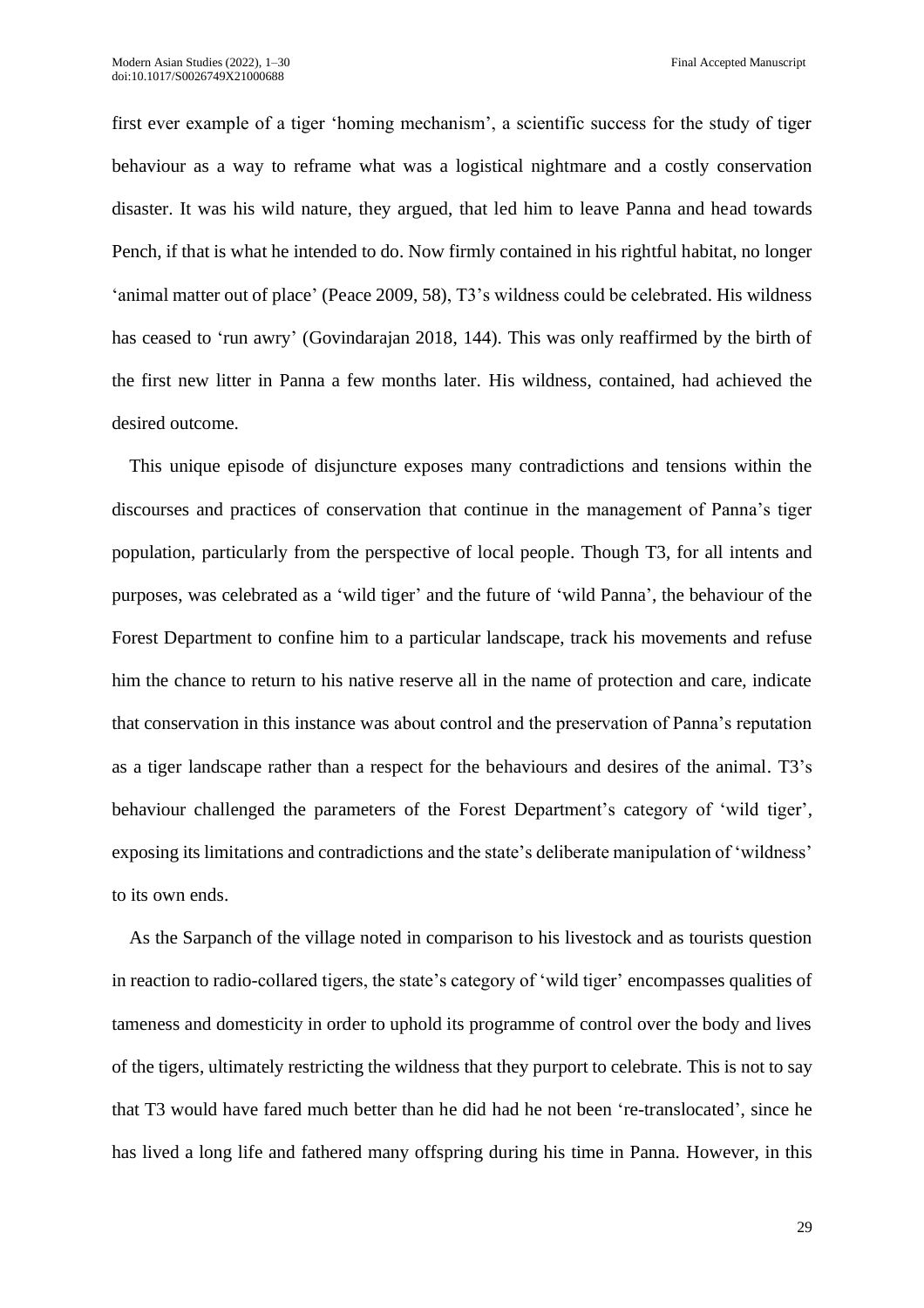first ever example of a tiger 'homing mechanism', a scientific success for the study of tiger behaviour as a way to reframe what was a logistical nightmare and a costly conservation disaster. It was his wild nature, they argued, that led him to leave Panna and head towards Pench, if that is what he intended to do. Now firmly contained in his rightful habitat, no longer 'animal matter out of place' (Peace 2009, 58), T3's wildness could be celebrated. His wildness has ceased to 'run awry' (Govindarajan 2018, 144). This was only reaffirmed by the birth of the first new litter in Panna a few months later. His wildness, contained, had achieved the desired outcome.

This unique episode of disjuncture exposes many contradictions and tensions within the discourses and practices of conservation that continue in the management of Panna's tiger population, particularly from the perspective of local people. Though T3, for all intents and purposes, was celebrated as a 'wild tiger' and the future of 'wild Panna', the behaviour of the Forest Department to confine him to a particular landscape, track his movements and refuse him the chance to return to his native reserve all in the name of protection and care, indicate that conservation in this instance was about control and the preservation of Panna's reputation as a tiger landscape rather than a respect for the behaviours and desires of the animal. T3's behaviour challenged the parameters of the Forest Department's category of 'wild tiger', exposing its limitations and contradictions and the state's deliberate manipulation of 'wildness' to its own ends.

As the Sarpanch of the village noted in comparison to his livestock and as tourists question in reaction to radio-collared tigers, the state's category of 'wild tiger' encompasses qualities of tameness and domesticity in order to uphold its programme of control over the body and lives of the tigers, ultimately restricting the wildness that they purport to celebrate. This is not to say that T3 would have fared much better than he did had he not been 're-translocated', since he has lived a long life and fathered many offspring during his time in Panna. However, in this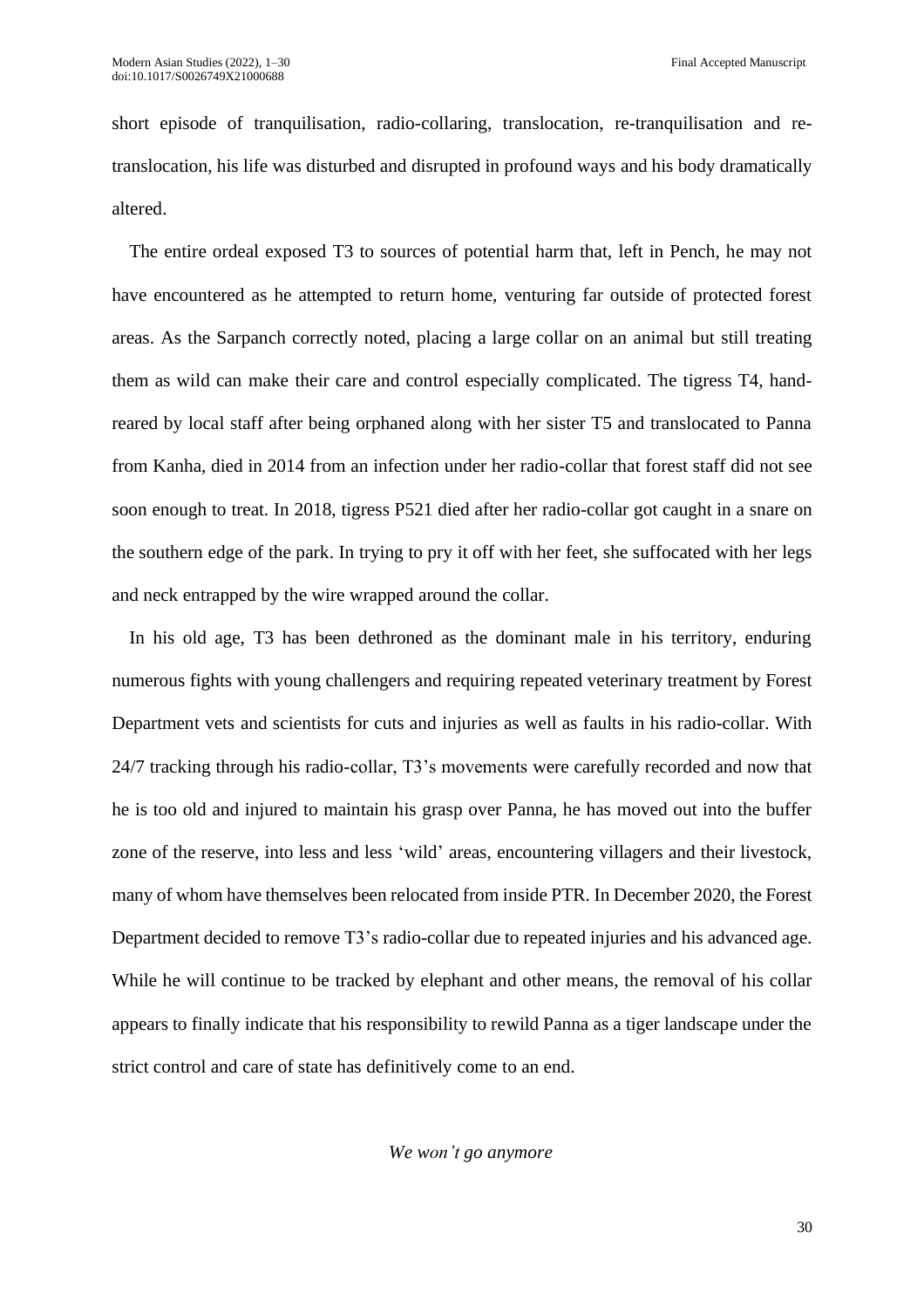short episode of tranquilisation, radio-collaring, translocation, re-tranquilisation and re-translocation, his life was disturbed and disrupted in profound ways and his body dramatically altered.

The entire ordeal exposed T3 to sources of potential harm that, left in Pench, he may not have encountered as he attempted to return home, venturing far outside of protected forest areas. As the Sarpanch correctly noted, placing a large collar on an animal but still treating them as wild can make their care and control especially complicated. The tigress T4, hand-reared by local staff after being orphaned along with her sister T5 and translocated to Panna from Kanha, died in 2014 from an infection under her radio-collar that forest staff did not see soon enough to treat. In 2018, tigress P521 died after her radio-collar got caught in a snare on the southern edge of the park. In trying to pry it off with her feet, she suffocated with her legs and neck entrapped by the wire wrapped around the collar.

In his old age, T3 has been dethroned as the dominant male in his territory, enduring numerous fights with young challengers and requiring repeated veterinary treatment by Forest Department vets and scientists for cuts and injuries as well as faults in his radio-collar. With 24/7 tracking through his radio-collar, T3's movements were carefully recorded and now that he is too old and injured to maintain his grasp over Panna, he has moved out into the buffer zone of the reserve, into less and less 'wild' areas, encountering villagers and their livestock, many of whom have themselves been relocated from inside PTR. In December 2020, the Forest Department decided to remove T3's radio-collar due to repeated injuries and his advanced age. While he will continue to be tracked by elephant and other means, the removal of his collar appears to finally indicate that his responsibility to rewild Panna as a tiger landscape under the strict control and care of state has definitively come to an end.

*We won't go anymore*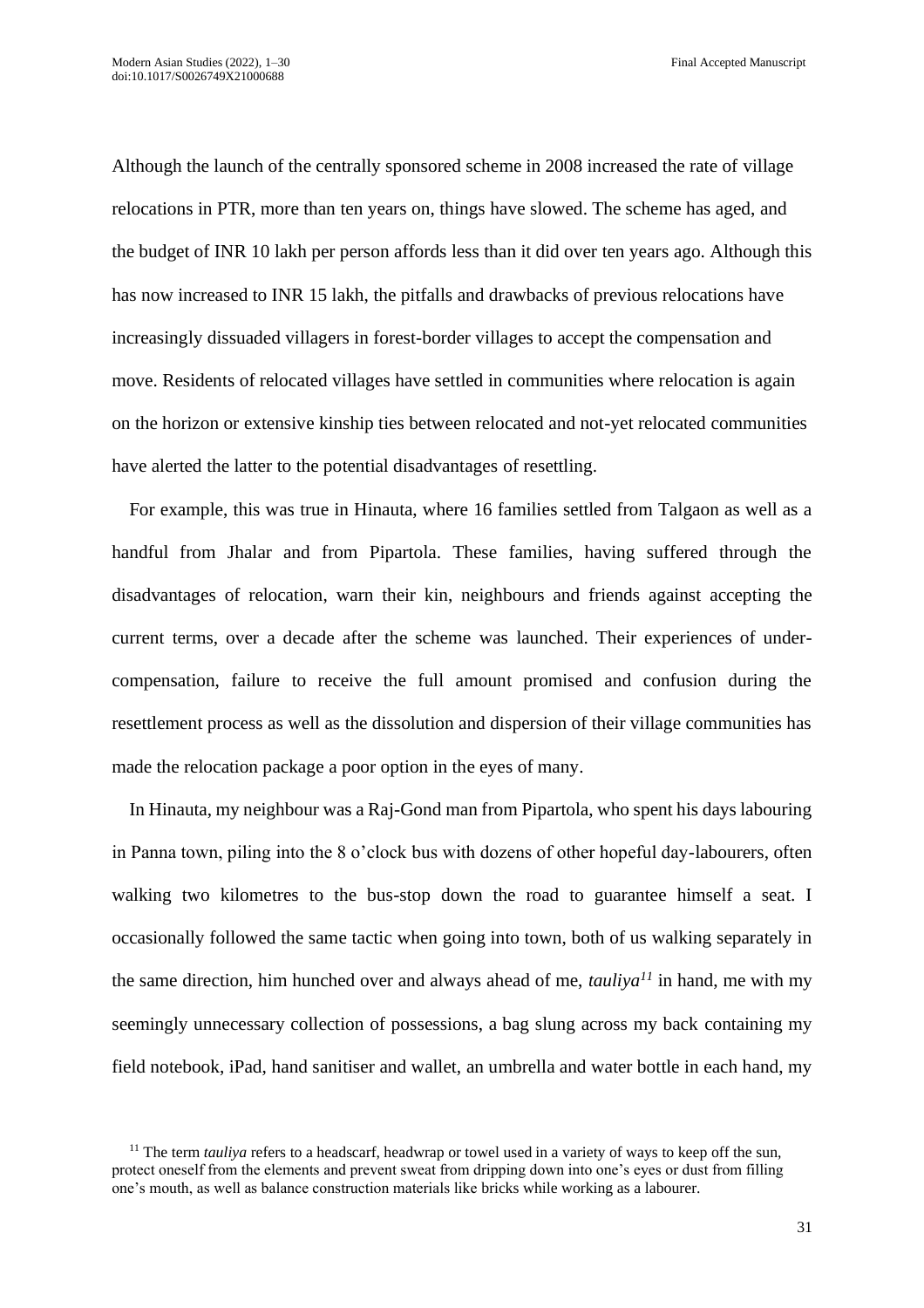Although the launch of the centrally sponsored scheme in 2008 increased the rate of village relocations in PTR, more than ten years on, things have slowed. The scheme has aged, and the budget of INR 10 lakh per person affords less than it did over ten years ago. Although this has now increased to INR 15 lakh, the pitfalls and drawbacks of previous relocations have increasingly dissuaded villagers in forest-border villages to accept the compensation and move. Residents of relocated villages have settled in communities where relocation is again on the horizon or extensive kinship ties between relocated and not-yet relocated communities have alerted the latter to the potential disadvantages of resettling.

For example, this was true in Hinauta, where 16 families settled from Talgaon as well as a handful from Jhalar and from Pipartola. These families, having suffered through the disadvantages of relocation, warn their kin, neighbours and friends against accepting the current terms, over a decade after the scheme was launched. Their experiences of under-compensation, failure to receive the full amount promised and confusion during the resettlement process as well as the dissolution and dispersion of their village communities has made the relocation package a poor option in the eyes of many.

In Hinauta, my neighbour was a Raj-Gond man from Pipartola, who spent his days labouring in Panna town, piling into the 8 o'clock bus with dozens of other hopeful day-labourers, often walking two kilometres to the bus-stop down the road to guarantee himself a seat. I occasionally followed the same tactic when going into town, both of us walking separately in the same direction, him hunched over and always ahead of me, *tauliya*[11] in hand, me with my seemingly unnecessary collection of possessions, a bag slung across my back containing my field notebook, iPad, hand sanitiser and wallet, an umbrella and water bottle in each hand, my

[11] The term *tauliya* refers to a headscarf, headwrap or towel used in a variety of ways to keep off the sun, protect oneself from the elements and prevent sweat from dripping down into one's eyes or dust from filling one's mouth, as well as balance construction materials like bricks while working as a labourer.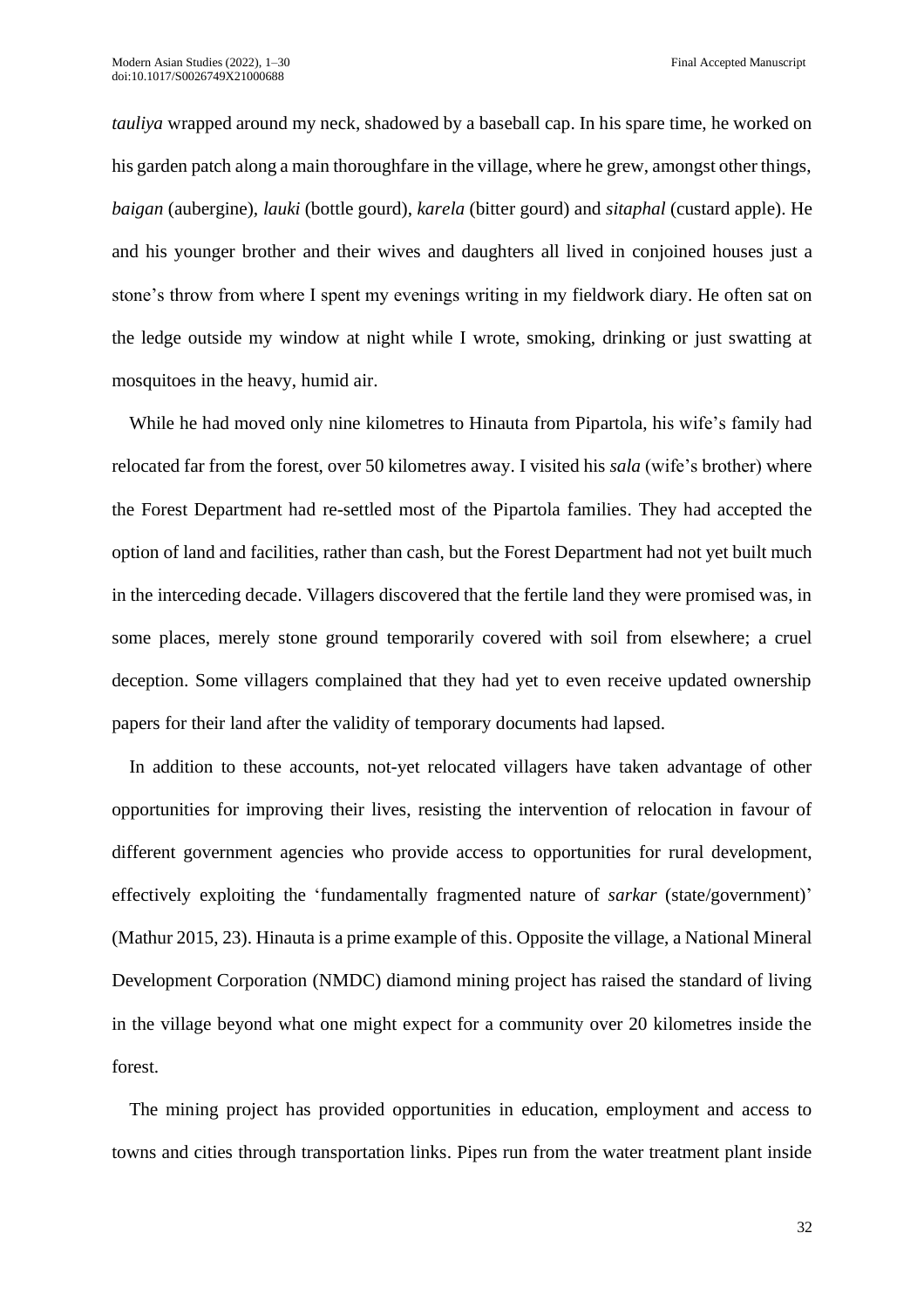*tauliya* wrapped around my neck, shadowed by a baseball cap. In his spare time, he worked on his garden patch along a main thoroughfare in the village, where he grew, amongst other things, *baigan* (aubergine), *lauki* (bottle gourd), *karela* (bitter gourd) and *sitaphal* (custard apple). He and his younger brother and their wives and daughters all lived in conjoined houses just a stone's throw from where I spent my evenings writing in my fieldwork diary. He often sat on the ledge outside my window at night while I wrote, smoking, drinking or just swatting at mosquitoes in the heavy, humid air.

While he had moved only nine kilometres to Hinauta from Pipartola, his wife's family had relocated far from the forest, over 50 kilometres away. I visited his *sala* (wife's brother) where the Forest Department had re-settled most of the Pipartola families. They had accepted the option of land and facilities, rather than cash, but the Forest Department had not yet built much in the interceding decade. Villagers discovered that the fertile land they were promised was, in some places, merely stone ground temporarily covered with soil from elsewhere; a cruel deception. Some villagers complained that they had yet to even receive updated ownership papers for their land after the validity of temporary documents had lapsed.

In addition to these accounts, not-yet relocated villagers have taken advantage of other opportunities for improving their lives, resisting the intervention of relocation in favour of different government agencies who provide access to opportunities for rural development, effectively exploiting the 'fundamentally fragmented nature of *sarkar* (state/government)' (Mathur 2015, 23). Hinauta is a prime example of this. Opposite the village, a National Mineral Development Corporation (NMDC) diamond mining project has raised the standard of living in the village beyond what one might expect for a community over 20 kilometres inside the forest.

The mining project has provided opportunities in education, employment and access to towns and cities through transportation links. Pipes run from the water treatment plant inside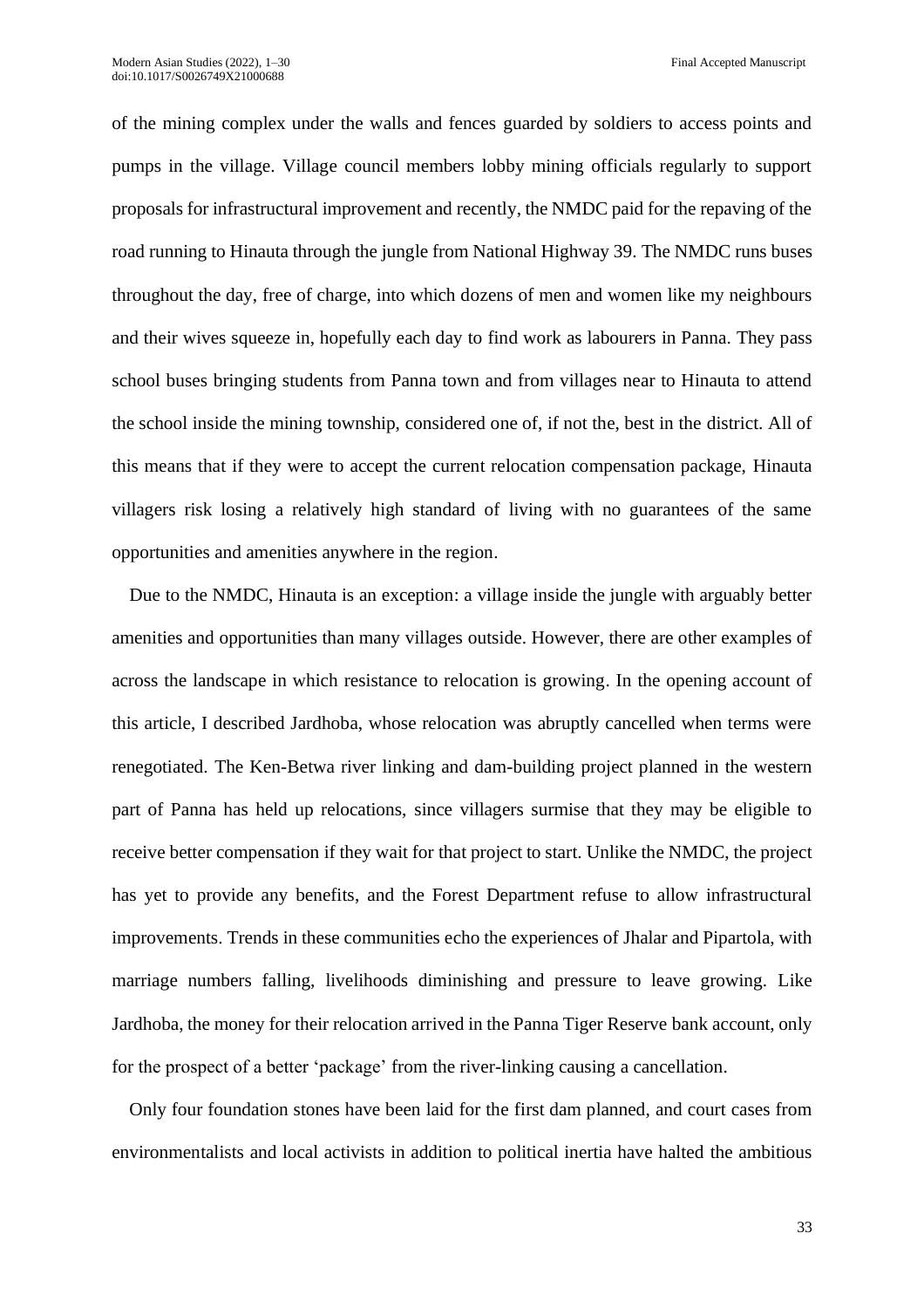of the mining complex under the walls and fences guarded by soldiers to access points and pumps in the village. Village council members lobby mining officials regularly to support proposals for infrastructural improvement and recently, the NMDC paid for the repaving of the road running to Hinauta through the jungle from National Highway 39. The NMDC runs buses throughout the day, free of charge, into which dozens of men and women like my neighbours and their wives squeeze in, hopefully each day to find work as labourers in Panna. They pass school buses bringing students from Panna town and from villages near to Hinauta to attend the school inside the mining township, considered one of, if not the, best in the district. All of this means that if they were to accept the current relocation compensation package, Hinauta villagers risk losing a relatively high standard of living with no guarantees of the same opportunities and amenities anywhere in the region.

Due to the NMDC, Hinauta is an exception: a village inside the jungle with arguably better amenities and opportunities than many villages outside. However, there are other examples of across the landscape in which resistance to relocation is growing. In the opening account of this article, I described Jardhoba, whose relocation was abruptly cancelled when terms were renegotiated. The Ken-Betwa river linking and dam-building project planned in the western part of Panna has held up relocations, since villagers surmise that they may be eligible to receive better compensation if they wait for that project to start. Unlike the NMDC, the project has yet to provide any benefits, and the Forest Department refuse to allow infrastructural improvements. Trends in these communities echo the experiences of Jhalar and Pipartola, with marriage numbers falling, livelihoods diminishing and pressure to leave growing. Like Jardhoba, the money for their relocation arrived in the Panna Tiger Reserve bank account, only for the prospect of a better 'package' from the river-linking causing a cancellation.

Only four foundation stones have been laid for the first dam planned, and court cases from environmentalists and local activists in addition to political inertia have halted the ambitious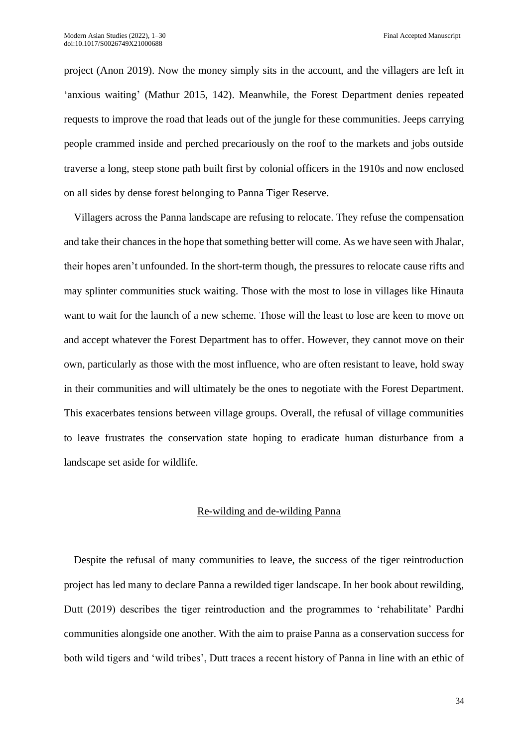project (Anon 2019). Now the money simply sits in the account, and the villagers are left in 'anxious waiting' (Mathur 2015, 142). Meanwhile, the Forest Department denies repeated requests to improve the road that leads out of the jungle for these communities. Jeeps carrying people crammed inside and perched precariously on the roof to the markets and jobs outside traverse a long, steep stone path built first by colonial officers in the 1910s and now enclosed on all sides by dense forest belonging to Panna Tiger Reserve.

Villagers across the Panna landscape are refusing to relocate. They refuse the compensation and take their chances in the hope that something better will come. As we have seen with Jhalar, their hopes aren't unfounded. In the short-term though, the pressures to relocate cause rifts and may splinter communities stuck waiting. Those with the most to lose in villages like Hinauta want to wait for the launch of a new scheme. Those will the least to lose are keen to move on and accept whatever the Forest Department has to offer. However, they cannot move on their own, particularly as those with the most influence, who are often resistant to leave, hold sway in their communities and will ultimately be the ones to negotiate with the Forest Department. This exacerbates tensions between village groups. Overall, the refusal of village communities to leave frustrates the conservation state hoping to eradicate human disturbance from a landscape set aside for wildlife.

## Re-wilding and de-wilding Panna

Despite the refusal of many communities to leave, the success of the tiger reintroduction project has led many to declare Panna a rewilded tiger landscape. In her book about rewilding, Dutt (2019) describes the tiger reintroduction and the programmes to 'rehabilitate' Pardhi communities alongside one another. With the aim to praise Panna as a conservation success for both wild tigers and 'wild tribes', Dutt traces a recent history of Panna in line with an ethic of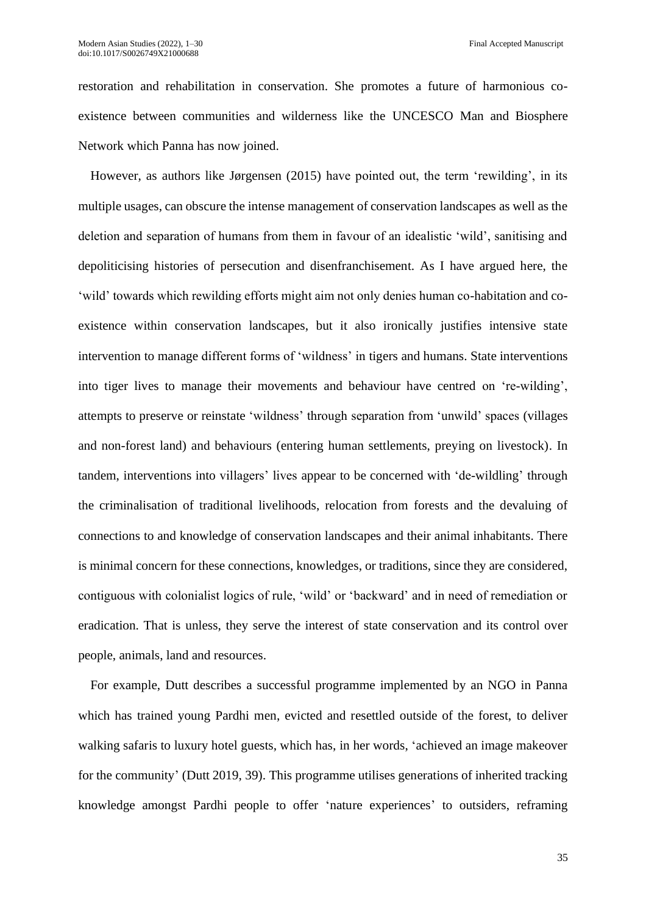restoration and rehabilitation in conservation. She promotes a future of harmonious co-existence between communities and wilderness like the UNCESCO Man and Biosphere Network which Panna has now joined.

However, as authors like Jørgensen (2015) have pointed out, the term 'rewilding', in its multiple usages, can obscure the intense management of conservation landscapes as well as the deletion and separation of humans from them in favour of an idealistic 'wild', sanitising and depoliticising histories of persecution and disenfranchisement. As I have argued here, the 'wild' towards which rewilding efforts might aim not only denies human co-habitation and co-existence within conservation landscapes, but it also ironically justifies intensive state intervention to manage different forms of 'wildness' in tigers and humans. State interventions into tiger lives to manage their movements and behaviour have centred on 're-wilding', attempts to preserve or reinstate 'wildness' through separation from 'unwild' spaces (villages and non-forest land) and behaviours (entering human settlements, preying on livestock). In tandem, interventions into villagers' lives appear to be concerned with 'de-wildling' through the criminalisation of traditional livelihoods, relocation from forests and the devaluing of connections to and knowledge of conservation landscapes and their animal inhabitants. There is minimal concern for these connections, knowledges, or traditions, since they are considered, contiguous with colonialist logics of rule, 'wild' or 'backward' and in need of remediation or eradication. That is unless, they serve the interest of state conservation and its control over people, animals, land and resources.

For example, Dutt describes a successful programme implemented by an NGO in Panna which has trained young Pardhi men, evicted and resettled outside of the forest, to deliver walking safaris to luxury hotel guests, which has, in her words, 'achieved an image makeover for the community' (Dutt 2019, 39). This programme utilises generations of inherited tracking knowledge amongst Pardhi people to offer 'nature experiences' to outsiders, reframing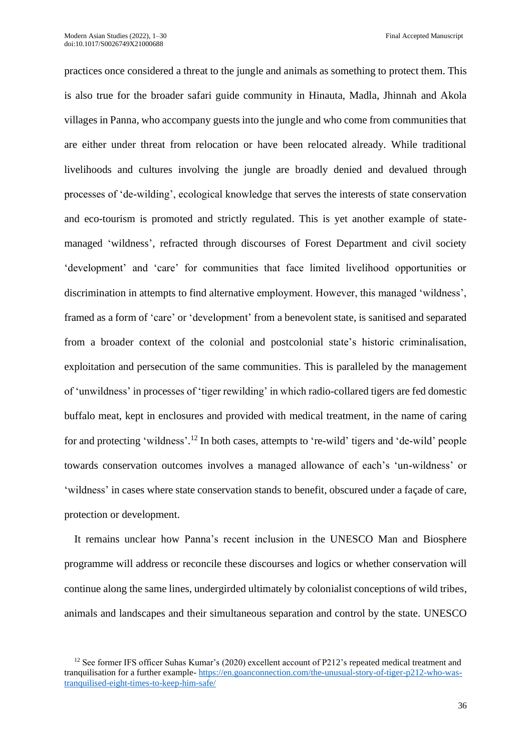practices once considered a threat to the jungle and animals as something to protect them. This is also true for the broader safari guide community in Hinauta, Madla, Jhinnah and Akola villages in Panna, who accompany guests into the jungle and who come from communities that are either under threat from relocation or have been relocated already. While traditional livelihoods and cultures involving the jungle are broadly denied and devalued through processes of 'de-wilding', ecological knowledge that serves the interests of state conservation and eco-tourism is promoted and strictly regulated. This is yet another example of state-managed 'wildness', refracted through discourses of Forest Department and civil society 'development' and 'care' for communities that face limited livelihood opportunities or discrimination in attempts to find alternative employment. However, this managed 'wildness', framed as a form of 'care' or 'development' from a benevolent state, is sanitised and separated from a broader context of the colonial and postcolonial state's historic criminalisation, exploitation and persecution of the same communities. This is paralleled by the management of 'unwildness' in processes of 'tiger rewilding' in which radio-collared tigers are fed domestic buffalo meat, kept in enclosures and provided with medical treatment, in the name of caring for and protecting 'wildness'.[12] In both cases, attempts to 're-wild' tigers and 'de-wild' people towards conservation outcomes involves a managed allowance of each's 'un-wildness' or 'wildness' in cases where state conservation stands to benefit, obscured under a façade of care, protection or development.

It remains unclear how Panna's recent inclusion in the UNESCO Man and Biosphere programme will address or reconcile these discourses and logics or whether conservation will continue along the same lines, undergirded ultimately by colonialist conceptions of wild tribes, animals and landscapes and their simultaneous separation and control by the state. UNESCO

[12] See former IFS officer Suhas Kumar's (2020) excellent account of P212's repeated medical treatment and tranquilisation for a further example- https://en.goanconnection.com/the-unusual-story-of-tiger-p212-who-was-tranquilised-eight-times-to-keep-him-safe/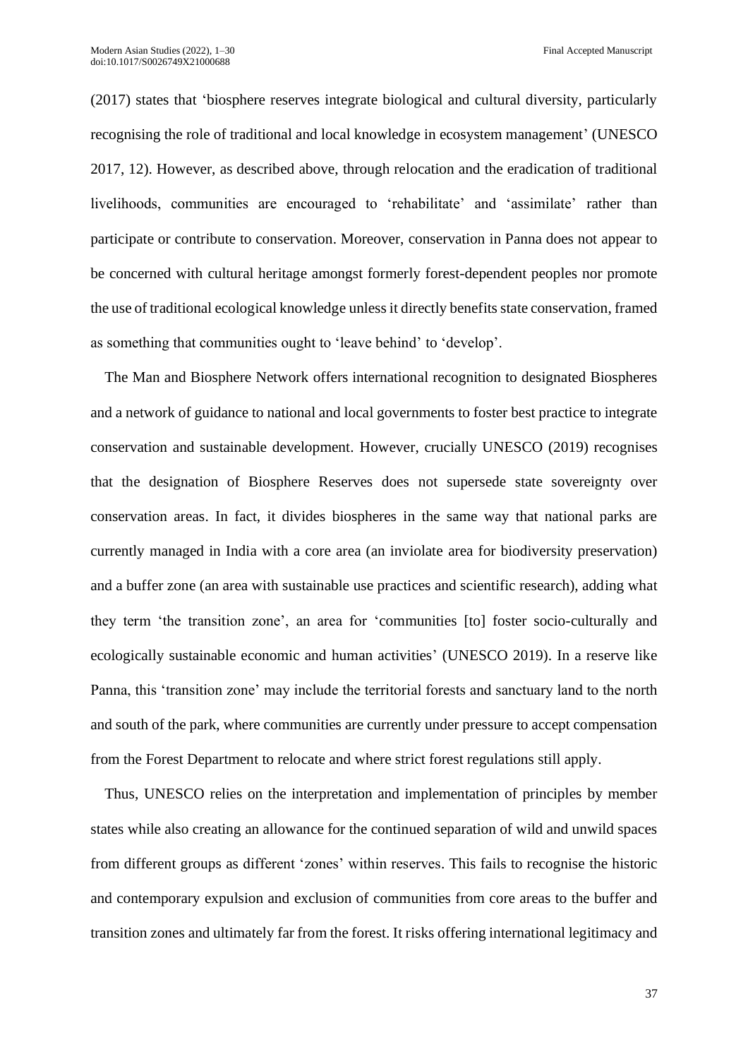(2017) states that 'biosphere reserves integrate biological and cultural diversity, particularly recognising the role of traditional and local knowledge in ecosystem management' (UNESCO 2017, 12). However, as described above, through relocation and the eradication of traditional livelihoods, communities are encouraged to 'rehabilitate' and 'assimilate' rather than participate or contribute to conservation. Moreover, conservation in Panna does not appear to be concerned with cultural heritage amongst formerly forest-dependent peoples nor promote the use of traditional ecological knowledge unless it directly benefits state conservation, framed as something that communities ought to 'leave behind' to 'develop'.

The Man and Biosphere Network offers international recognition to designated Biospheres and a network of guidance to national and local governments to foster best practice to integrate conservation and sustainable development. However, crucially UNESCO (2019) recognises that the designation of Biosphere Reserves does not supersede state sovereignty over conservation areas. In fact, it divides biospheres in the same way that national parks are currently managed in India with a core area (an inviolate area for biodiversity preservation) and a buffer zone (an area with sustainable use practices and scientific research), adding what they term 'the transition zone', an area for 'communities [to] foster socio-culturally and ecologically sustainable economic and human activities' (UNESCO 2019). In a reserve like Panna, this 'transition zone' may include the territorial forests and sanctuary land to the north and south of the park, where communities are currently under pressure to accept compensation from the Forest Department to relocate and where strict forest regulations still apply.

Thus, UNESCO relies on the interpretation and implementation of principles by member states while also creating an allowance for the continued separation of wild and unwild spaces from different groups as different 'zones' within reserves. This fails to recognise the historic and contemporary expulsion and exclusion of communities from core areas to the buffer and transition zones and ultimately far from the forest. It risks offering international legitimacy and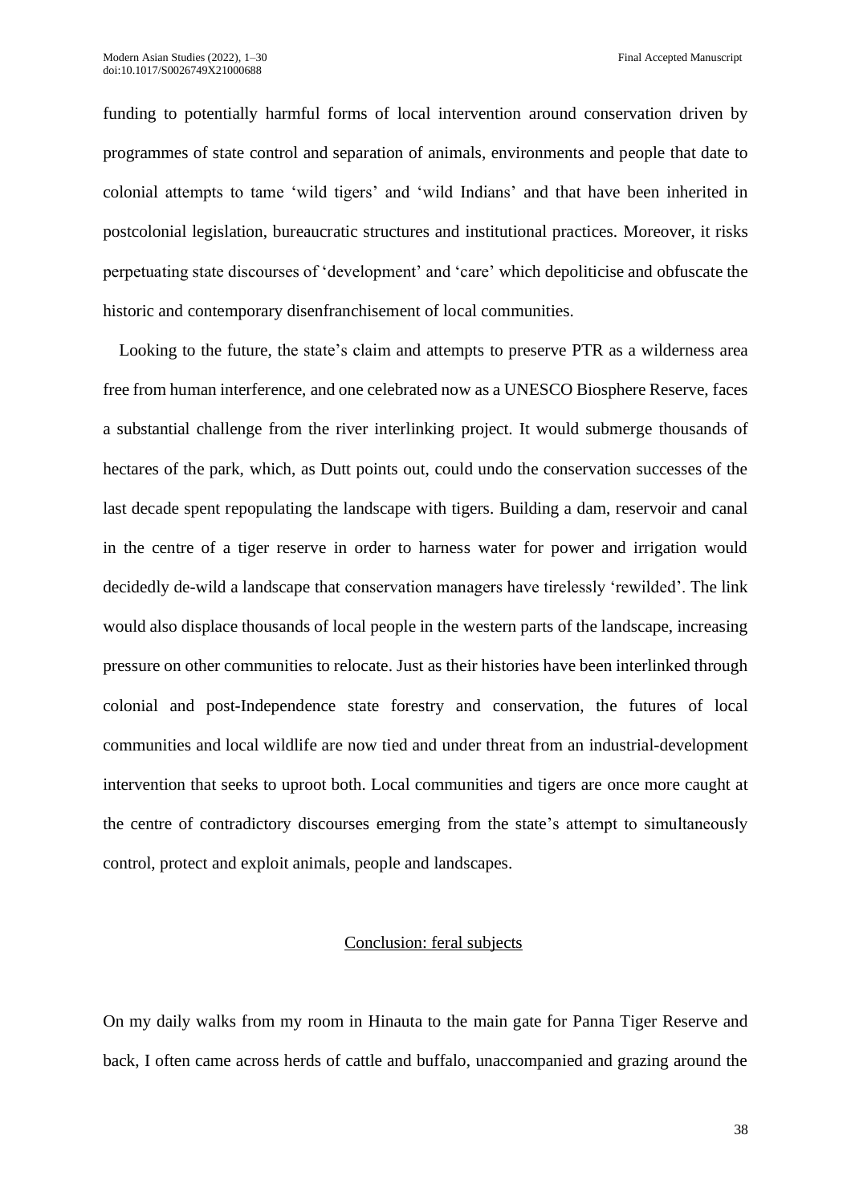funding to potentially harmful forms of local intervention around conservation driven by programmes of state control and separation of animals, environments and people that date to colonial attempts to tame 'wild tigers' and 'wild Indians' and that have been inherited in postcolonial legislation, bureaucratic structures and institutional practices. Moreover, it risks perpetuating state discourses of 'development' and 'care' which depoliticise and obfuscate the historic and contemporary disenfranchisement of local communities.

Looking to the future, the state's claim and attempts to preserve PTR as a wilderness area free from human interference, and one celebrated now as a UNESCO Biosphere Reserve, faces a substantial challenge from the river interlinking project. It would submerge thousands of hectares of the park, which, as Dutt points out, could undo the conservation successes of the last decade spent repopulating the landscape with tigers. Building a dam, reservoir and canal in the centre of a tiger reserve in order to harness water for power and irrigation would decidedly de-wild a landscape that conservation managers have tirelessly 'rewilded'. The link would also displace thousands of local people in the western parts of the landscape, increasing pressure on other communities to relocate. Just as their histories have been interlinked through colonial and post-Independence state forestry and conservation, the futures of local communities and local wildlife are now tied and under threat from an industrial-development intervention that seeks to uproot both. Local communities and tigers are once more caught at the centre of contradictory discourses emerging from the state's attempt to simultaneously control, protect and exploit animals, people and landscapes.

## Conclusion: feral subjects

On my daily walks from my room in Hinauta to the main gate for Panna Tiger Reserve and back, I often came across herds of cattle and buffalo, unaccompanied and grazing around the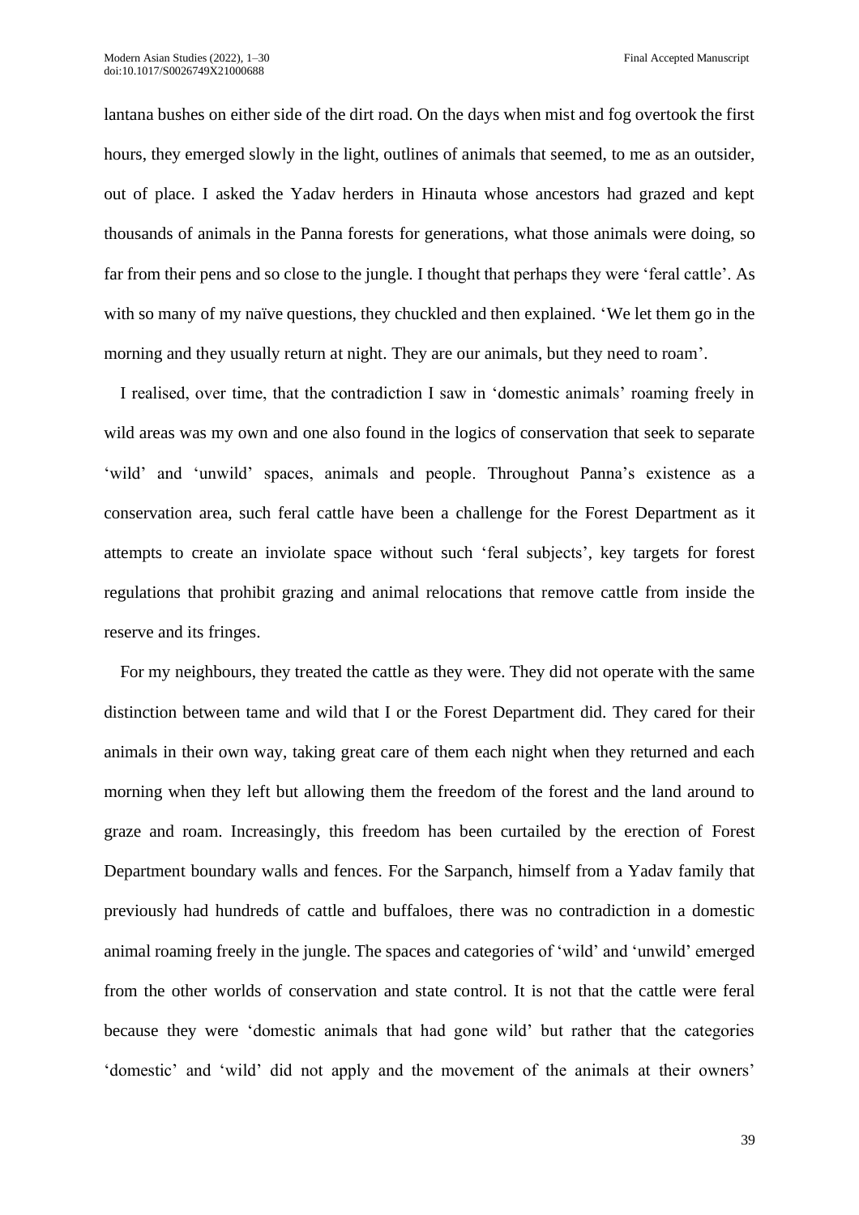lantana bushes on either side of the dirt road. On the days when mist and fog overtook the first hours, they emerged slowly in the light, outlines of animals that seemed, to me as an outsider, out of place. I asked the Yadav herders in Hinauta whose ancestors had grazed and kept thousands of animals in the Panna forests for generations, what those animals were doing, so far from their pens and so close to the jungle. I thought that perhaps they were 'feral cattle'. As with so many of my naïve questions, they chuckled and then explained. 'We let them go in the morning and they usually return at night. They are our animals, but they need to roam'.

I realised, over time, that the contradiction I saw in 'domestic animals' roaming freely in wild areas was my own and one also found in the logics of conservation that seek to separate 'wild' and 'unwild' spaces, animals and people. Throughout Panna's existence as a conservation area, such feral cattle have been a challenge for the Forest Department as it attempts to create an inviolate space without such 'feral subjects', key targets for forest regulations that prohibit grazing and animal relocations that remove cattle from inside the reserve and its fringes.

For my neighbours, they treated the cattle as they were. They did not operate with the same distinction between tame and wild that I or the Forest Department did. They cared for their animals in their own way, taking great care of them each night when they returned and each morning when they left but allowing them the freedom of the forest and the land around to graze and roam. Increasingly, this freedom has been curtailed by the erection of Forest Department boundary walls and fences. For the Sarpanch, himself from a Yadav family that previously had hundreds of cattle and buffaloes, there was no contradiction in a domestic animal roaming freely in the jungle. The spaces and categories of 'wild' and 'unwild' emerged from the other worlds of conservation and state control. It is not that the cattle were feral because they were 'domestic animals that had gone wild' but rather that the categories 'domestic' and 'wild' did not apply and the movement of the animals at their owners'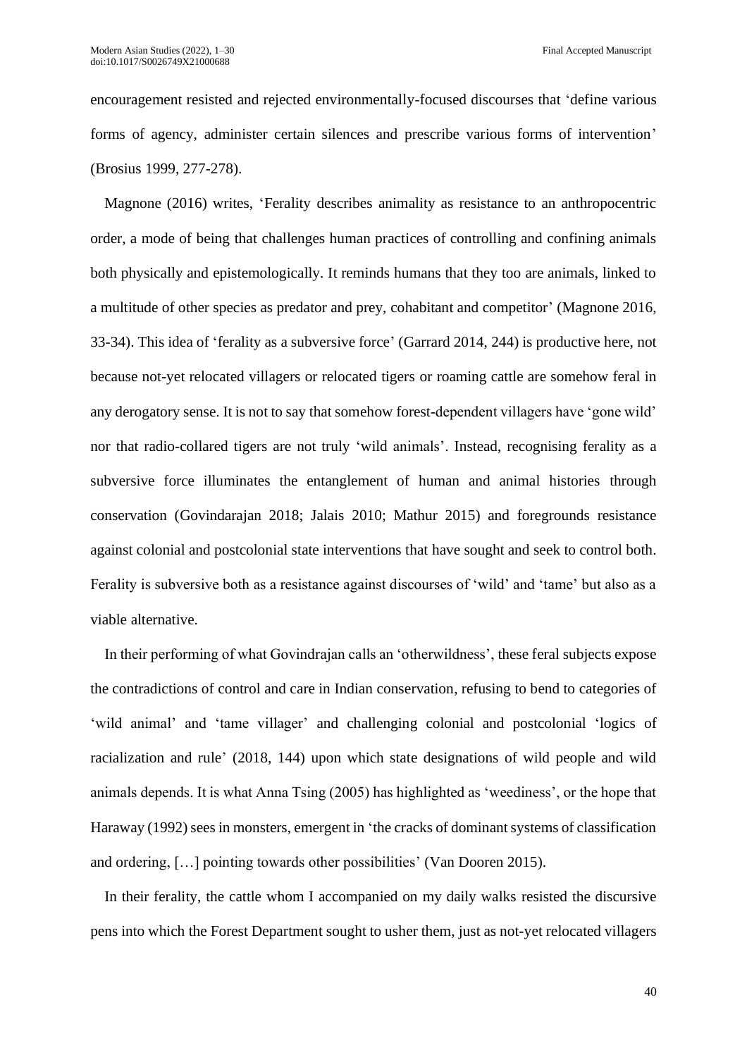encouragement resisted and rejected environmentally-focused discourses that 'define various forms of agency, administer certain silences and prescribe various forms of intervention' (Brosius 1999, 277-278).

Magnone (2016) writes, 'Ferality describes animality as resistance to an anthropocentric order, a mode of being that challenges human practices of controlling and confining animals both physically and epistemologically. It reminds humans that they too are animals, linked to a multitude of other species as predator and prey, cohabitant and competitor' (Magnone 2016, 33-34). This idea of 'ferality as a subversive force' (Garrard 2014, 244) is productive here, not because not-yet relocated villagers or relocated tigers or roaming cattle are somehow feral in any derogatory sense. It is not to say that somehow forest-dependent villagers have 'gone wild' nor that radio-collared tigers are not truly 'wild animals'. Instead, recognising ferality as a subversive force illuminates the entanglement of human and animal histories through conservation (Govindarajan 2018; Jalais 2010; Mathur 2015) and foregrounds resistance against colonial and postcolonial state interventions that have sought and seek to control both. Ferality is subversive both as a resistance against discourses of 'wild' and 'tame' but also as a viable alternative.

In their performing of what Govindrajan calls an 'otherwildness', these feral subjects expose the contradictions of control and care in Indian conservation, refusing to bend to categories of 'wild animal' and 'tame villager' and challenging colonial and postcolonial 'logics of racialization and rule' (2018, 144) upon which state designations of wild people and wild animals depends. It is what Anna Tsing (2005) has highlighted as 'weediness', or the hope that Haraway (1992) sees in monsters, emergent in 'the cracks of dominant systems of classification and ordering, […] pointing towards other possibilities' (Van Dooren 2015).

In their ferality, the cattle whom I accompanied on my daily walks resisted the discursive pens into which the Forest Department sought to usher them, just as not-yet relocated villagers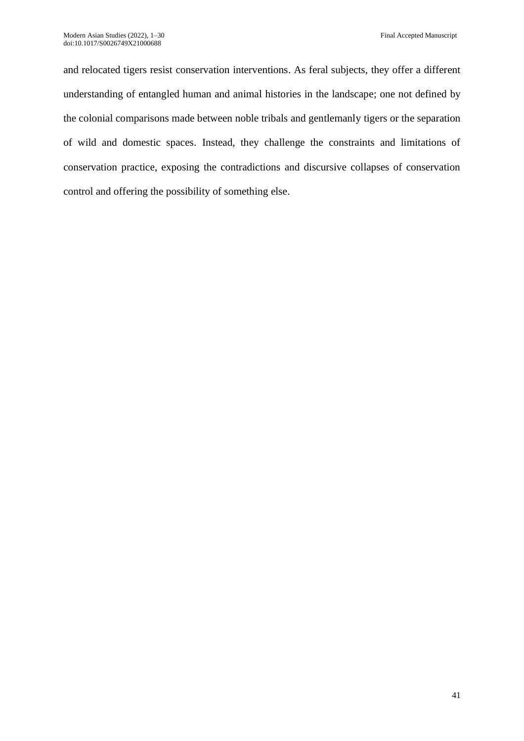and relocated tigers resist conservation interventions. As feral subjects, they offer a different understanding of entangled human and animal histories in the landscape; one not defined by the colonial comparisons made between noble tribals and gentlemanly tigers or the separation of wild and domestic spaces. Instead, they challenge the constraints and limitations of conservation practice, exposing the contradictions and discursive collapses of conservation control and offering the possibility of something else.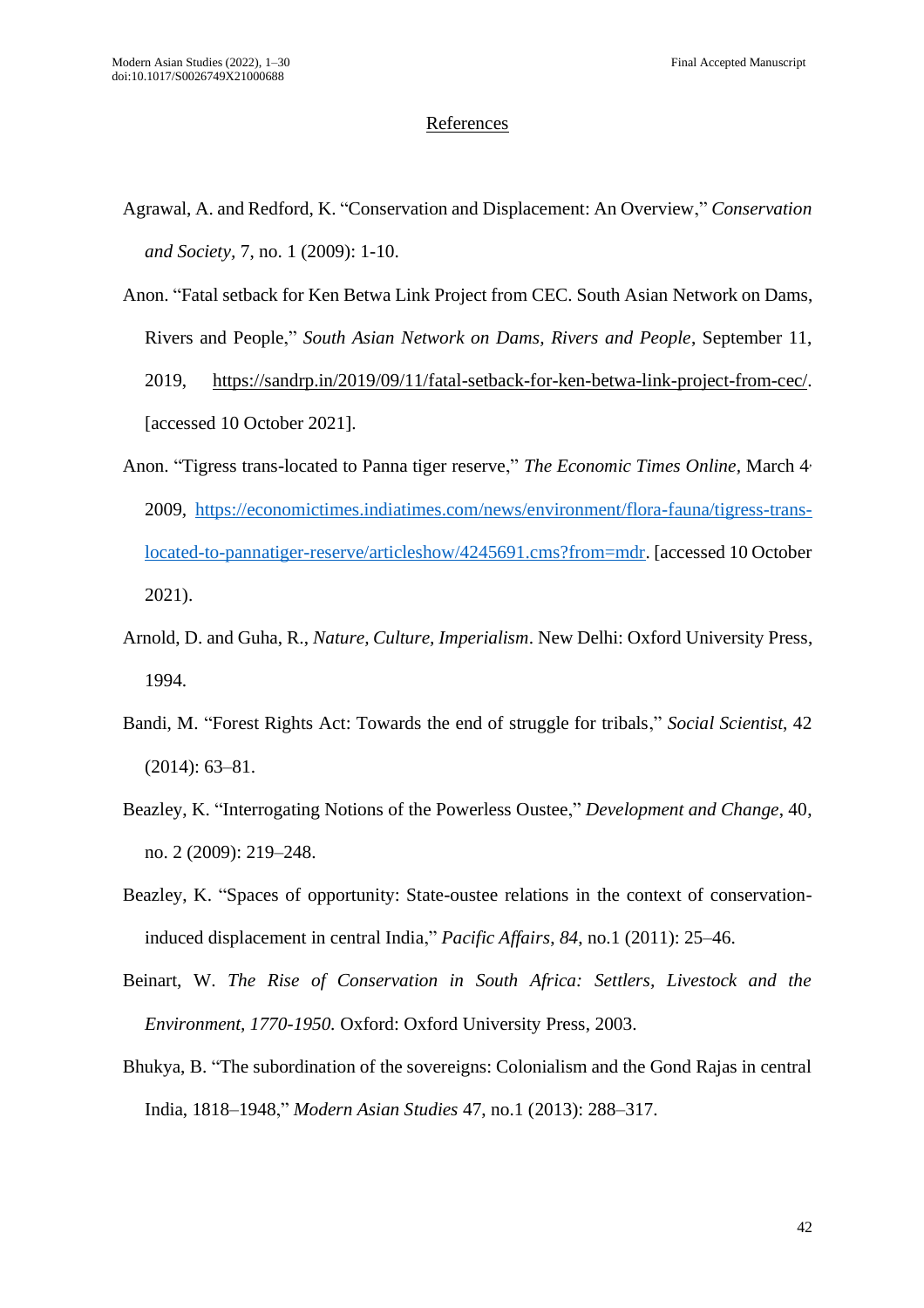## References

Agrawal, A. and Redford, K. "Conservation and Displacement: An Overview," *Conservation and Society*, 7, no. 1 (2009): 1-10.

Anon. "Fatal setback for Ken Betwa Link Project from CEC. South Asian Network on Dams, Rivers and People," *South Asian Network on Dams, Rivers and People*, September 11, 2019, https://sandrp.in/2019/09/11/fatal-setback-for-ken-betwa-link-project-from-cec/. [accessed 10 October 2021].

Anon. "Tigress trans-located to Panna tiger reserve," *The Economic Times Online*, March 4, 2009, https://economictimes.indiatimes.com/news/environment/flora-fauna/tigress-trans-located-to-pannatiger-reserve/articleshow/4245691.cms?from=mdr. [accessed 10 October 2021).

Arnold, D. and Guha, R., *Nature, Culture, Imperialism*. New Delhi: Oxford University Press, 1994.

Bandi, M. "Forest Rights Act: Towards the end of struggle for tribals," *Social Scientist*, 42 (2014): 63–81.

Beazley, K. "Interrogating Notions of the Powerless Oustee," *Development and Change*, 40, no. 2 (2009): 219–248.

Beazley, K. "Spaces of opportunity: State-oustee relations in the context of conservation-induced displacement in central India," *Pacific Affairs*, *84*, no.1 (2011): 25–46.

Beinart, W. *The Rise of Conservation in South Africa: Settlers, Livestock and the Environment, 1770-1950.* Oxford: Oxford University Press, 2003.

Bhukya, B. "The subordination of the sovereigns: Colonialism and the Gond Rajas in central India, 1818–1948," *Modern Asian Studies* 47, no.1 (2013): 288–317.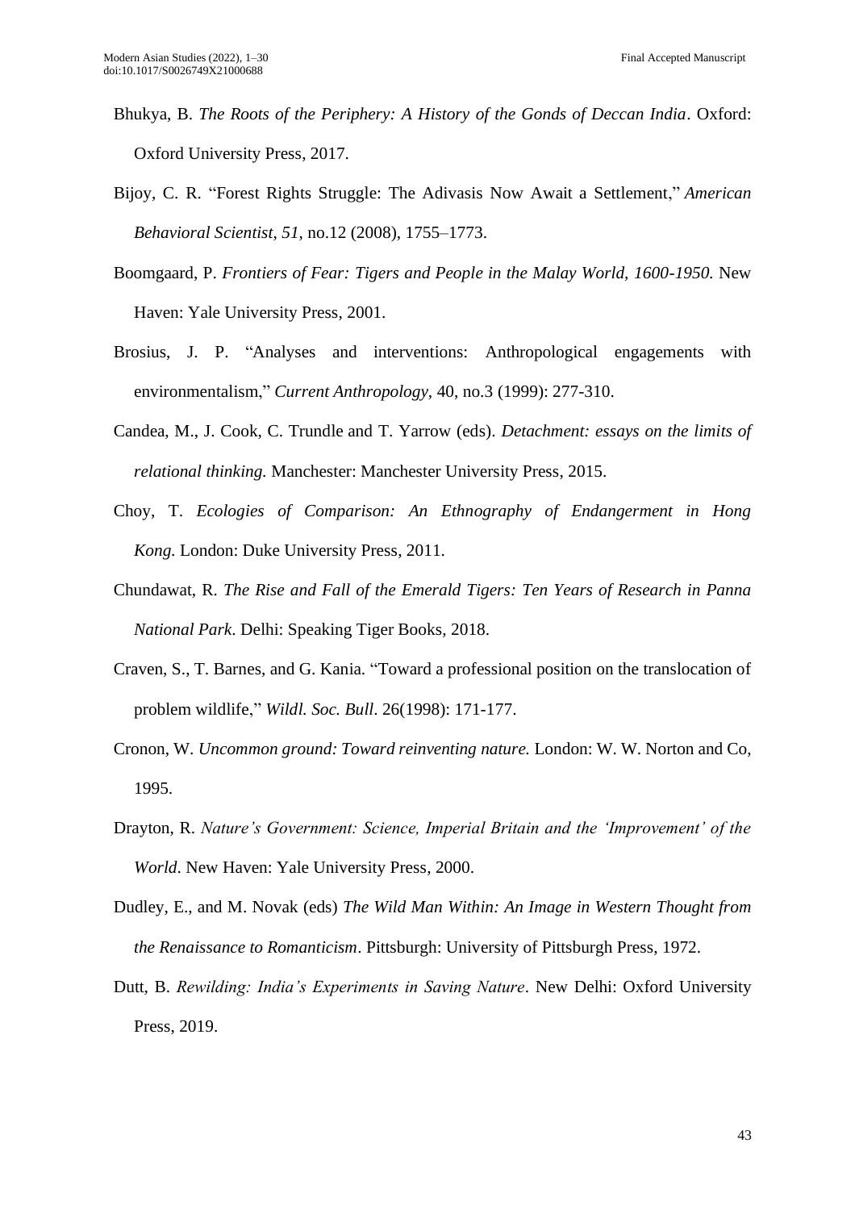Bhukya, B. *The Roots of the Periphery: A History of the Gonds of Deccan India*. Oxford: Oxford University Press, 2017.

Bijoy, C. R. "Forest Rights Struggle: The Adivasis Now Await a Settlement," *American Behavioral Scientist*, *51*, no.12 (2008), 1755–1773.

Boomgaard, P. *Frontiers of Fear: Tigers and People in the Malay World, 1600-1950.* New Haven: Yale University Press, 2001.

Brosius, J. P. "Analyses and interventions: Anthropological engagements with environmentalism," *Current Anthropology*, 40, no.3 (1999): 277-310.

Candea, M., J. Cook, C. Trundle and T. Yarrow (eds). *Detachment: essays on the limits of relational thinking.* Manchester: Manchester University Press, 2015.

Choy, T. *Ecologies of Comparison: An Ethnography of Endangerment in Hong Kong.* London: Duke University Press, 2011.

Chundawat, R. *The Rise and Fall of the Emerald Tigers: Ten Years of Research in Panna National Park*. Delhi: Speaking Tiger Books, 2018.

Craven, S., T. Barnes, and G. Kania. "Toward a professional position on the translocation of problem wildlife," *Wildl. Soc. Bull*. 26(1998): 171-177.

Cronon, W. *Uncommon ground: Toward reinventing nature.* London: W. W. Norton and Co, 1995.

Drayton, R. *Nature's Government: Science, Imperial Britain and the 'Improvement' of the World*. New Haven: Yale University Press, 2000.

Dudley, E., and M. Novak (eds) *The Wild Man Within: An Image in Western Thought from the Renaissance to Romanticism*. Pittsburgh: University of Pittsburgh Press, 1972.

Dutt, B. *Rewilding: India's Experiments in Saving Nature*. New Delhi: Oxford University Press, 2019.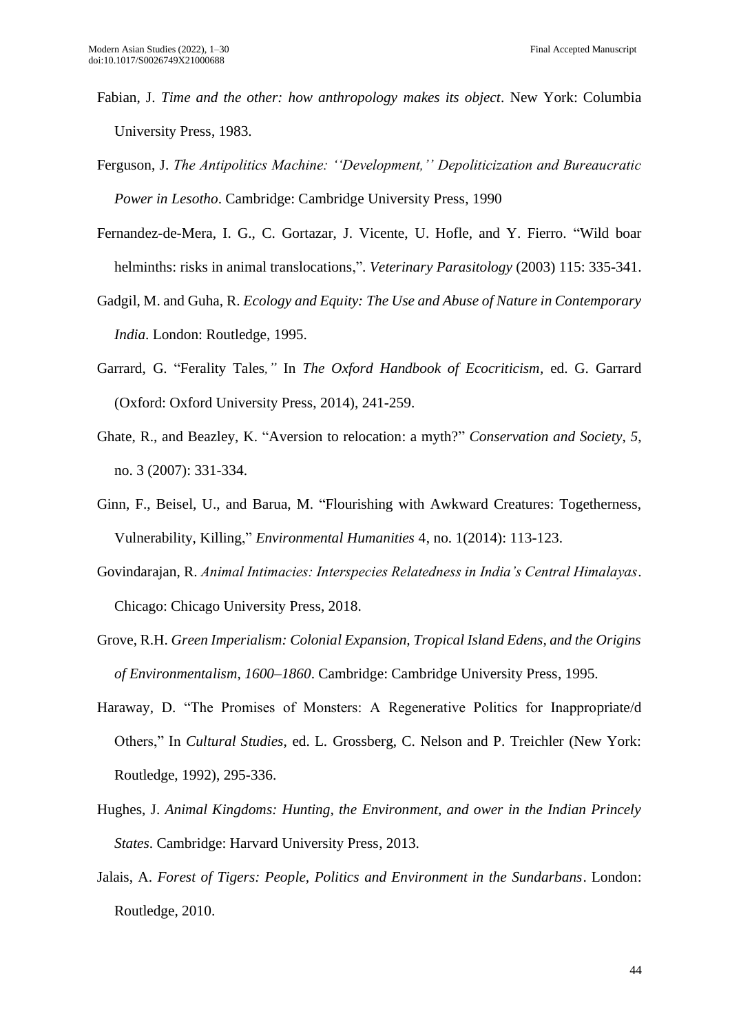Fabian, J. *Time and the other: how anthropology makes its object*. New York: Columbia University Press, 1983.

Ferguson, J. *The Antipolitics Machine: ''Development,'' Depoliticization and Bureaucratic Power in Lesotho*. Cambridge: Cambridge University Press, 1990

Fernandez-de-Mera, I. G., C. Gortazar, J. Vicente, U. Hofle, and Y. Fierro. "Wild boar helminths: risks in animal translocations,". *Veterinary Parasitology* (2003) 115: 335-341.

Gadgil, M. and Guha, R. *Ecology and Equity: The Use and Abuse of Nature in Contemporary India*. London: Routledge, 1995.

Garrard, G. "Ferality Tales*,"* In *The Oxford Handbook of Ecocriticism*, ed. G. Garrard (Oxford: Oxford University Press, 2014), 241-259.

Ghate, R., and Beazley, K. "Aversion to relocation: a myth?" *Conservation and Society*, *5*, no. 3 (2007): 331-334.

Ginn, F., Beisel, U., and Barua, M. "Flourishing with Awkward Creatures: Togetherness, Vulnerability, Killing," *Environmental Humanities* 4, no. 1(2014): 113-123.

Govindarajan, R. *Animal Intimacies: Interspecies Relatedness in India's Central Himalayas*. Chicago: Chicago University Press, 2018.

Grove, R.H. *Green Imperialism: Colonial Expansion, Tropical Island Edens, and the Origins of Environmentalism, 1600–1860*. Cambridge: Cambridge University Press, 1995.

Haraway, D. "The Promises of Monsters: A Regenerative Politics for Inappropriate/d Others," In *Cultural Studies*, ed. L. Grossberg, C. Nelson and P. Treichler (New York: Routledge, 1992), 295-336.

Hughes, J. *Animal Kingdoms: Hunting, the Environment, and ower in the Indian Princely States*. Cambridge: Harvard University Press, 2013.

Jalais, A. *Forest of Tigers: People, Politics and Environment in the Sundarbans*. London: Routledge, 2010.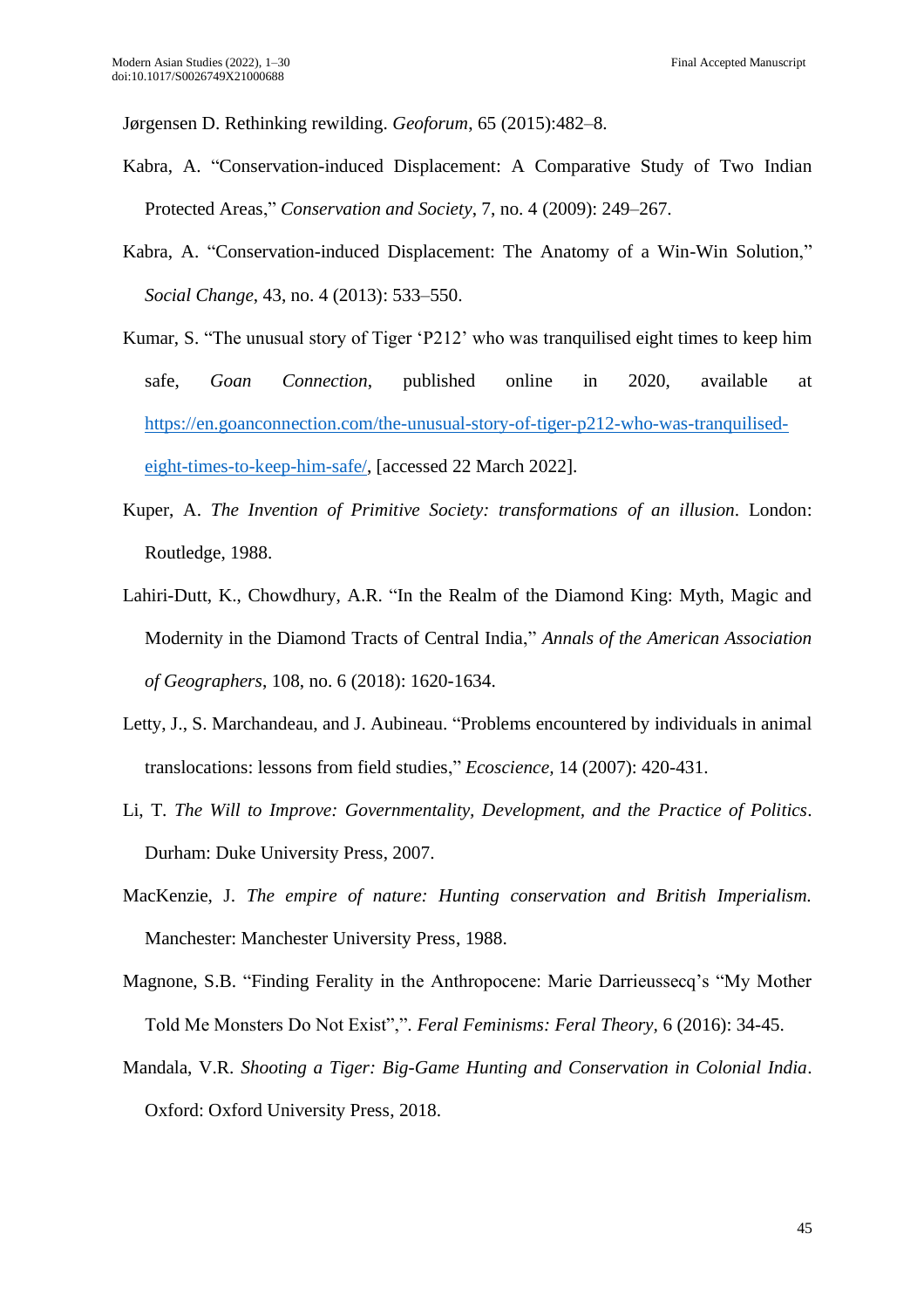Jørgensen D. Rethinking rewilding. *Geoforum*, 65 (2015):482–8.

Kabra, A. "Conservation-induced Displacement: A Comparative Study of Two Indian Protected Areas," *Conservation and Society*, 7, no. 4 (2009): 249–267.

Kabra, A. "Conservation-induced Displacement: The Anatomy of a Win-Win Solution," *Social Change*, 43, no. 4 (2013): 533–550.

Kumar, S. "The unusual story of Tiger 'P212' who was tranquilised eight times to keep him safe, *Goan Connection*, published online in 2020, available at https://en.goanconnection.com/the-unusual-story-of-tiger-p212-who-was-tranquilised-eight-times-to-keep-him-safe/, [accessed 22 March 2022].

Kuper, A. *The Invention of Primitive Society: transformations of an illusion*. London: Routledge, 1988.

Lahiri-Dutt, K., Chowdhury, A.R. "In the Realm of the Diamond King: Myth, Magic and Modernity in the Diamond Tracts of Central India," *Annals of the American Association of Geographers*, 108, no. 6 (2018): 1620-1634.

Letty, J., S. Marchandeau, and J. Aubineau. "Problems encountered by individuals in animal translocations: lessons from field studies," *Ecoscience,* 14 (2007): 420-431.

Li, T. *The Will to Improve: Governmentality, Development, and the Practice of Politics*. Durham: Duke University Press, 2007.

MacKenzie, J. *The empire of nature: Hunting conservation and British Imperialism.* Manchester: Manchester University Press, 1988.

Magnone, S.B. "Finding Ferality in the Anthropocene: Marie Darrieussecq's "My Mother Told Me Monsters Do Not Exist",". *Feral Feminisms: Feral Theory,* 6 (2016): 34-45.

Mandala, V.R. *Shooting a Tiger: Big-Game Hunting and Conservation in Colonial India*. Oxford: Oxford University Press, 2018.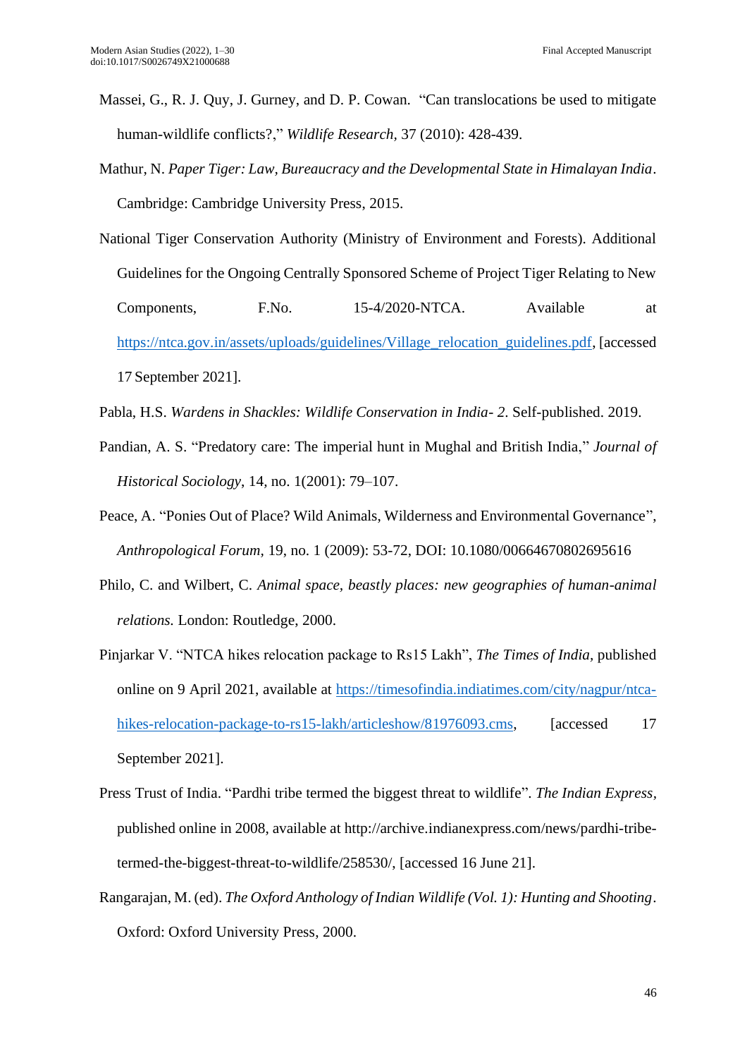Massei, G., R. J. Quy, J. Gurney, and D. P. Cowan. "Can translocations be used to mitigate human-wildlife conflicts?," *Wildlife Research,* 37 (2010): 428-439.

Mathur, N. *Paper Tiger: Law, Bureaucracy and the Developmental State in Himalayan India*. Cambridge: Cambridge University Press, 2015.

National Tiger Conservation Authority (Ministry of Environment and Forests). Additional Guidelines for the Ongoing Centrally Sponsored Scheme of Project Tiger Relating to New Components, F.No. 15-4/2020-NTCA. Available at https://ntca.gov.in/assets/uploads/guidelines/Village_relocation_guidelines.pdf, [accessed 17 September 2021].

Pabla, H.S. *Wardens in Shackles: Wildlife Conservation in India- 2*. Self-published. 2019.

Pandian, A. S. "Predatory care: The imperial hunt in Mughal and British India," *Journal of Historical Sociology*, 14, no. 1(2001): 79–107.

Peace, A. "Ponies Out of Place? Wild Animals, Wilderness and Environmental Governance", *Anthropological Forum,* 19, no. 1 (2009): 53-72, DOI: 10.1080/00664670802695616

Philo, C. and Wilbert, C. *Animal space, beastly places: new geographies of human-animal relations.* London: Routledge, 2000.

Pinjarkar V. "NTCA hikes relocation package to Rs15 Lakh", *The Times of India*, published online on 9 April 2021, available at https://timesofindia.indiatimes.com/city/nagpur/ntca-hikes-relocation-package-to-rs15-lakh/articleshow/81976093.cms, [accessed 17 September 2021].

Press Trust of India. "Pardhi tribe termed the biggest threat to wildlife". *The Indian Express*, published online in 2008, available at http://archive.indianexpress.com/news/pardhi-tribe-termed-the-biggest-threat-to-wildlife/258530/, [accessed 16 June 21].

Rangarajan, M. (ed). *The Oxford Anthology of Indian Wildlife (Vol. 1): Hunting and Shooting*. Oxford: Oxford University Press, 2000.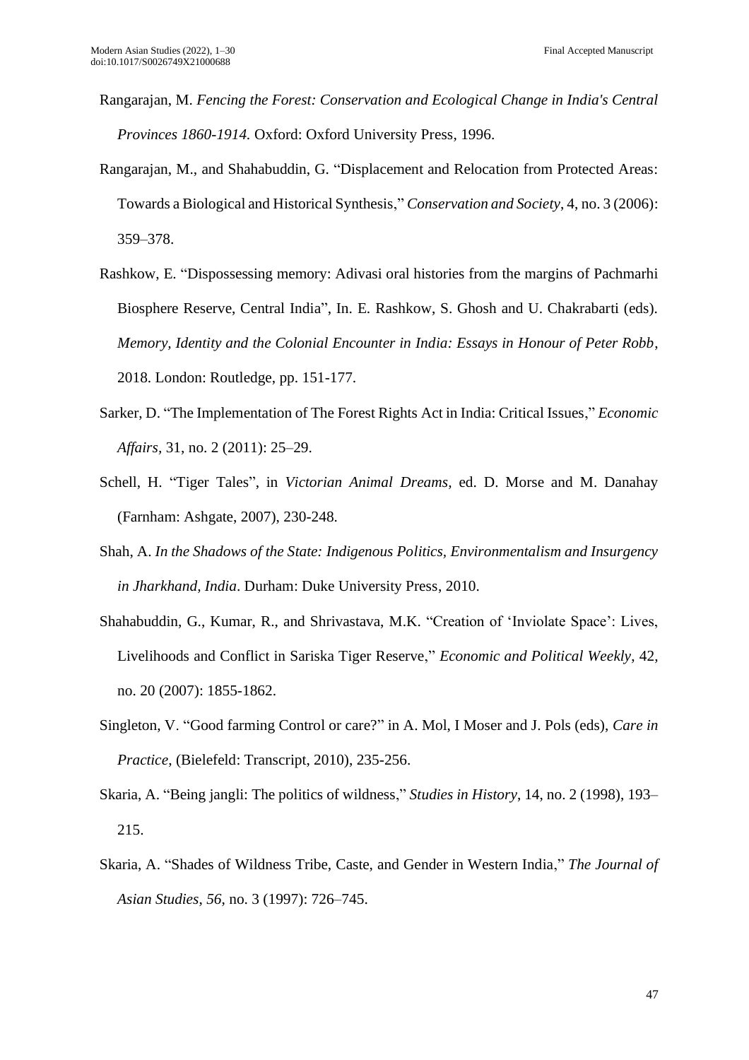Rangarajan, M. *Fencing the Forest: Conservation and Ecological Change in India's Central Provinces 1860-1914.* Oxford: Oxford University Press, 1996.

Rangarajan, M., and Shahabuddin, G. "Displacement and Relocation from Protected Areas: Towards a Biological and Historical Synthesis," *Conservation and Society*, 4, no. 3 (2006): 359–378.

Rashkow, E. "Dispossessing memory: Adivasi oral histories from the margins of Pachmarhi Biosphere Reserve, Central India", In. E. Rashkow, S. Ghosh and U. Chakrabarti (eds). *Memory, Identity and the Colonial Encounter in India: Essays in Honour of Peter Robb*, 2018. London: Routledge, pp. 151-177.

Sarker, D. "The Implementation of The Forest Rights Act in India: Critical Issues," *Economic Affairs*, 31, no. 2 (2011): 25–29.

Schell, H. "Tiger Tales", in *Victorian Animal Dreams,* ed. D. Morse and M. Danahay (Farnham: Ashgate, 2007), 230-248.

Shah, A. *In the Shadows of the State: Indigenous Politics, Environmentalism and Insurgency in Jharkhand, India*. Durham: Duke University Press, 2010.

Shahabuddin, G., Kumar, R., and Shrivastava, M.K. "Creation of 'Inviolate Space': Lives, Livelihoods and Conflict in Sariska Tiger Reserve," *Economic and Political Weekly,* 42, no. 20 (2007): 1855-1862.

Singleton, V. "Good farming Control or care?" in A. Mol, I Moser and J. Pols (eds), *Care in Practice*, (Bielefeld: Transcript, 2010), 235-256.

Skaria, A. "Being jangli: The politics of wildness," *Studies in History*, 14, no. 2 (1998), 193–215.

Skaria, A. "Shades of Wildness Tribe, Caste, and Gender in Western India," *The Journal of Asian Studies*, *56*, no. 3 (1997): 726–745.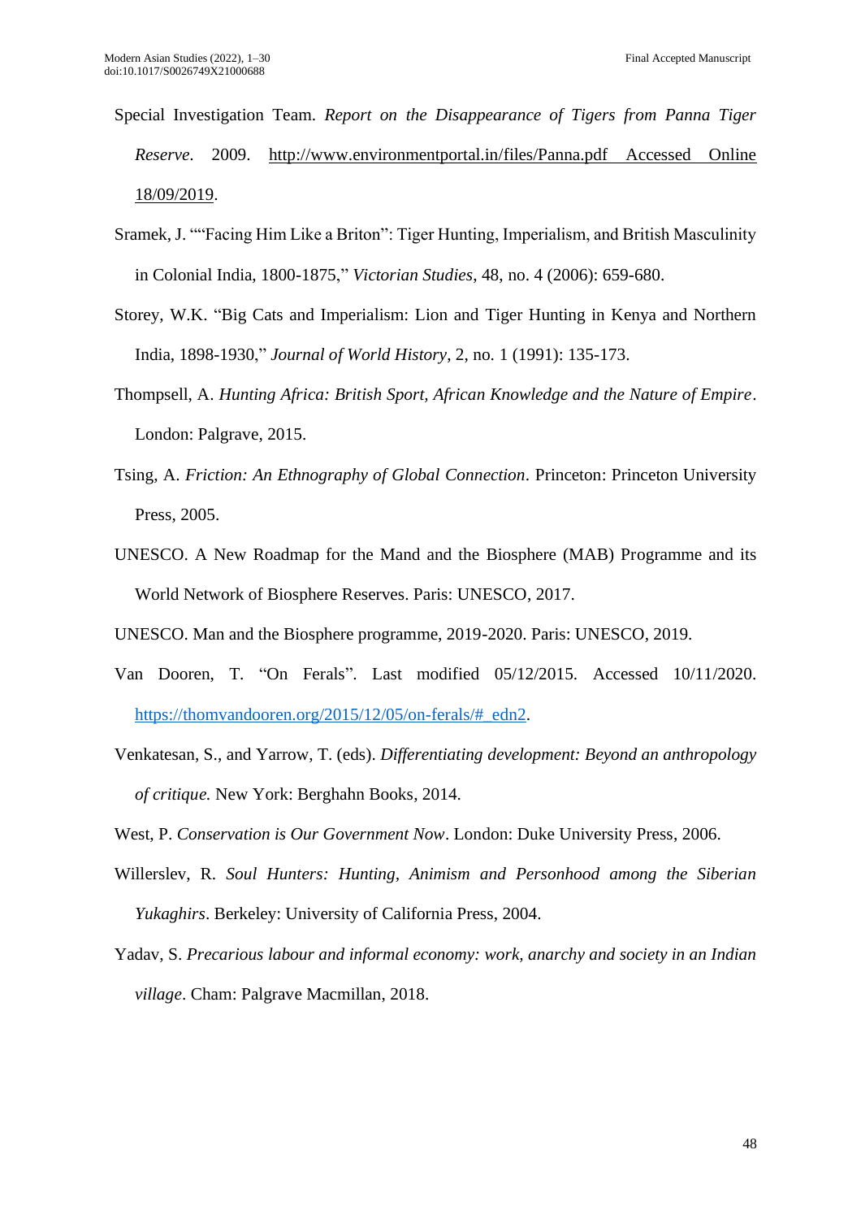Special Investigation Team. *Report on the Disappearance of Tigers from Panna Tiger Reserve*. 2009. http://www.environmentportal.in/files/Panna.pdf Accessed Online 18/09/2019.

Sramek, J. ""Facing Him Like a Briton": Tiger Hunting, Imperialism, and British Masculinity in Colonial India, 1800-1875," *Victorian Studies*, 48, no. 4 (2006): 659-680.

Storey, W.K. "Big Cats and Imperialism: Lion and Tiger Hunting in Kenya and Northern India, 1898-1930," *Journal of World History*, 2, no. 1 (1991): 135-173.

Thompsell, A. *Hunting Africa: British Sport, African Knowledge and the Nature of Empire*. London: Palgrave, 2015.

Tsing, A. *Friction: An Ethnography of Global Connection*. Princeton: Princeton University Press, 2005.

UNESCO. A New Roadmap for the Mand and the Biosphere (MAB) Programme and its World Network of Biosphere Reserves. Paris: UNESCO, 2017.

UNESCO. Man and the Biosphere programme, 2019-2020. Paris: UNESCO, 2019.

Van Dooren, T. "On Ferals". Last modified 05/12/2015. Accessed 10/11/2020. https://thomvandooren.org/2015/12/05/on-ferals/#_edn2.

Venkatesan, S., and Yarrow, T. (eds). *Differentiating development: Beyond an anthropology of critique.* New York: Berghahn Books, 2014.

West, P. *Conservation is Our Government Now*. London: Duke University Press, 2006.

Willerslev, R. *Soul Hunters: Hunting, Animism and Personhood among the Siberian Yukaghirs*. Berkeley: University of California Press, 2004.

Yadav, S. *Precarious labour and informal economy: work, anarchy and society in an Indian village*. Cham: Palgrave Macmillan, 2018.